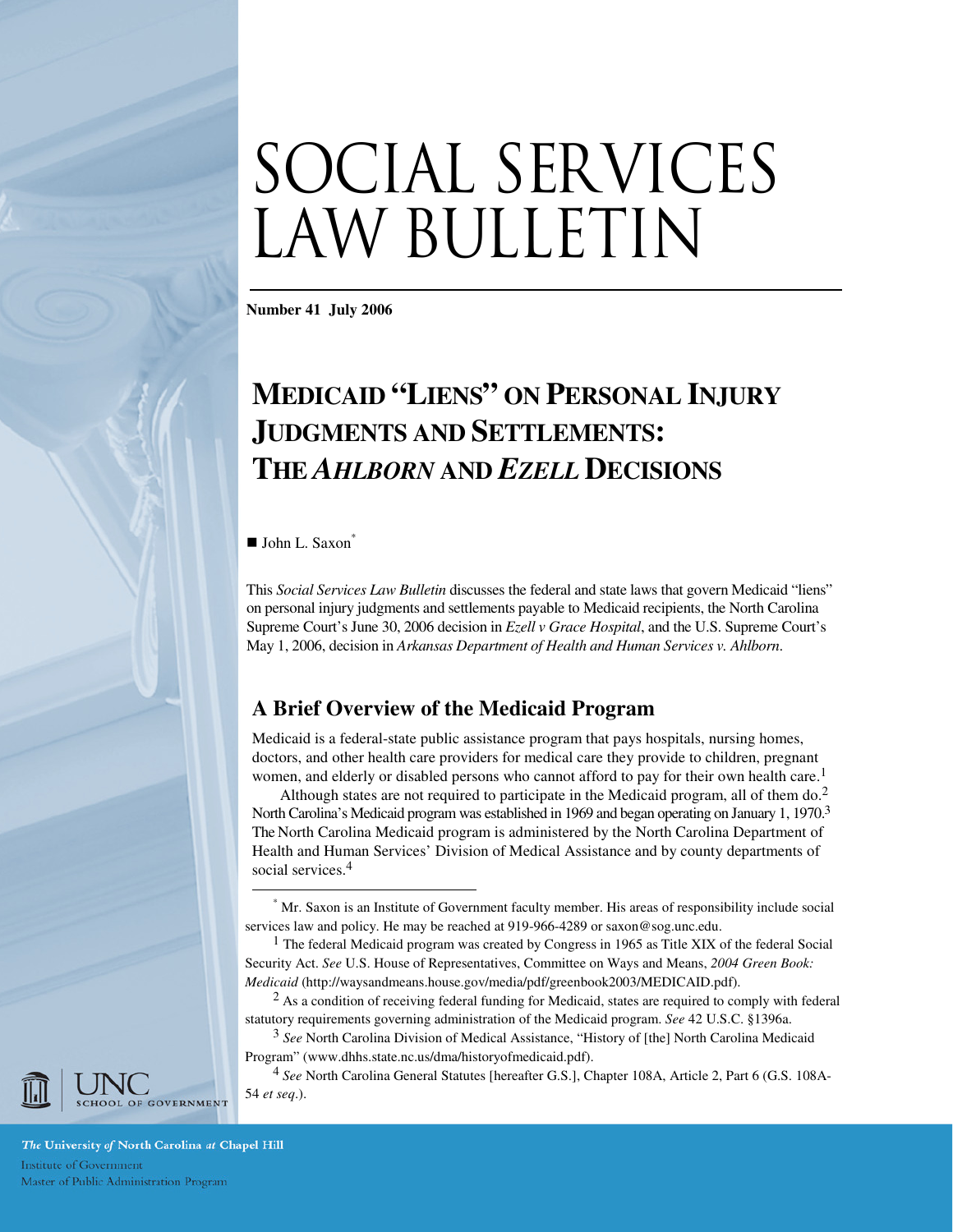# SOCIAL SERVICES LAW BULLETIN

**Number 41 July 2006**

## MEDICAID "LIENS" ON PERSONAL INJURY JUDGMENTS AND SETTLEMENTS: THE *AHLBORN* AND *EZELL* DECISIONS

■ John L. Saxon[*]

This *Social Services Law Bulletin* discusses the federal and state laws that govern Medicaid "liens" on personal injury judgments and settlements payable to Medicaid recipients, the North Carolina Supreme Court's June 30, 2006 decision in *Ezell v Grace Hospital*, and the U.S. Supreme Court's May 1, 2006, decision in *Arkansas Department of Health and Human Services v. Ahlborn*.

### A Brief Overview of the Medicaid Program

Medicaid is a federal-state public assistance program that pays hospitals, nursing homes, doctors, and other health care providers for medical care they provide to children, pregnant women, and elderly or disabled persons who cannot afford to pay for their own health care.[1]

Although states are not required to participate in the Medicaid program, all of them do.[2] North Carolina's Medicaid program was established in 1969 and began operating on January 1, 1970.[3] The North Carolina Medicaid program is administered by the North Carolina Department of Health and Human Services' Division of Medical Assistance and by county departments of social services.[4]

---

[*] Mr. Saxon is an Institute of Government faculty member. His areas of responsibility include social services law and policy. He may be reached at 919-966-4289 or saxon@sog.unc.edu.

[1] The federal Medicaid program was created by Congress in 1965 as Title XIX of the federal Social Security Act. *See* U.S. House of Representatives, Committee on Ways and Means, *2004 Green Book: Medicaid* (http://waysandmeans.house.gov/media/pdf/greenbook2003/MEDICAID.pdf).

[2] As a condition of receiving federal funding for Medicaid, states are required to comply with federal statutory requirements governing administration of the Medicaid program. *See* 42 U.S.C. §1396a.

[3] *See* North Carolina Division of Medical Assistance, "History of [the] North Carolina Medicaid Program" (www.dhhs.state.nc.us/dma/historyofmedicaid.pdf).

[4] *See* North Carolina General Statutes [hereafter G.S.], Chapter 108A, Article 2, Part 6 (G.S. 108A-54 *et seq.*).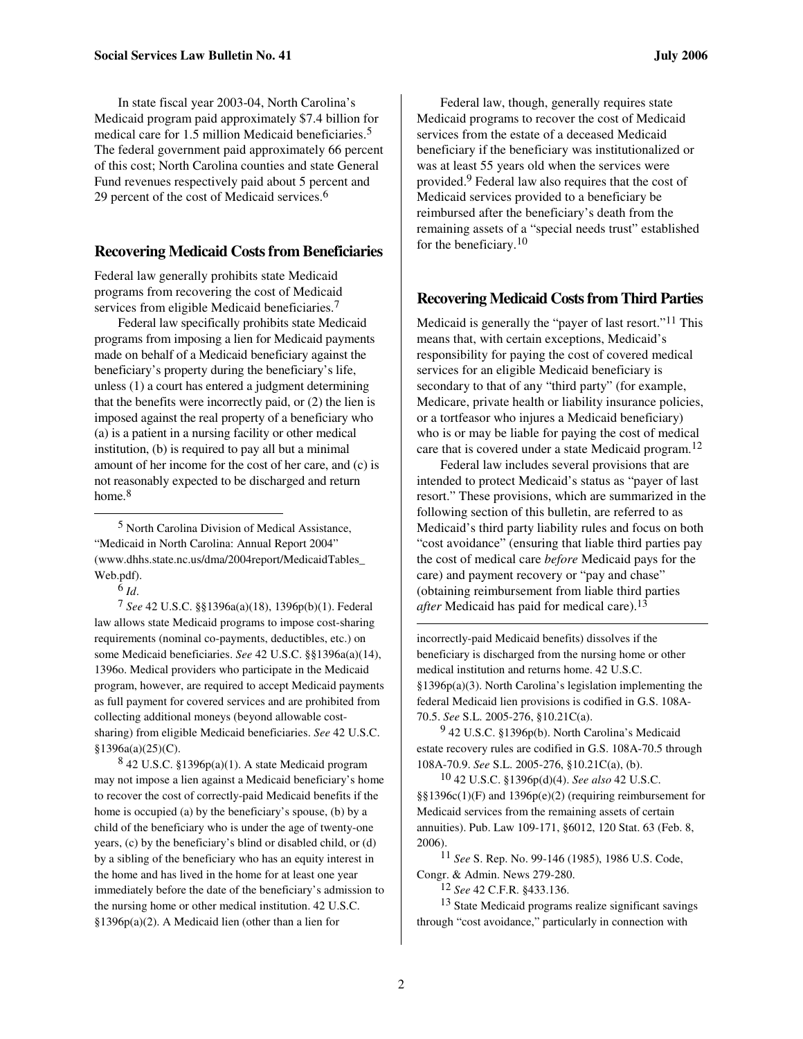In state fiscal year 2003-04, North Carolina's Medicaid program paid approximately $7.4 billion for medical care for 1.5 million Medicaid beneficiaries.[5] The federal government paid approximately 66 percent of this cost; North Carolina counties and state General Fund revenues respectively paid about 5 percent and 29 percent of the cost of Medicaid services.[6]

## Recovering Medicaid Costs from Beneficiaries

Federal law generally prohibits state Medicaid programs from recovering the cost of Medicaid services from eligible Medicaid beneficiaries.[7]

Federal law specifically prohibits state Medicaid programs from imposing a lien for Medicaid payments made on behalf of a Medicaid beneficiary against the beneficiary's property during the beneficiary's life, unless (1) a court has entered a judgment determining that the benefits were incorrectly paid, or (2) the lien is imposed against the real property of a beneficiary who (a) is a patient in a nursing facility or other medical institution, (b) is required to pay all but a minimal amount of her income for the cost of her care, and (c) is not reasonably expected to be discharged and return home.[8]

Federal law, though, generally requires state Medicaid programs to recover the cost of Medicaid services from the estate of a deceased Medicaid beneficiary if the beneficiary was institutionalized or was at least 55 years old when the services were provided.[9] Federal law also requires that the cost of Medicaid services provided to a beneficiary be reimbursed after the beneficiary's death from the remaining assets of a "special needs trust" established for the beneficiary.[10]

## Recovering Medicaid Costs from Third Parties

Medicaid is generally the "payer of last resort."[11] This means that, with certain exceptions, Medicaid's responsibility for paying the cost of covered medical services for an eligible Medicaid beneficiary is secondary to that of any "third party" (for example, Medicare, private health or liability insurance policies, or a tortfeasor who injures a Medicaid beneficiary) who is or may be liable for paying the cost of medical care that is covered under a state Medicaid program.[12]

Federal law includes several provisions that are intended to protect Medicaid's status as "payer of last resort." These provisions, which are summarized in the following section of this bulletin, are referred to as Medicaid's third party liability rules and focus on both "cost avoidance" (ensuring that liable third parties pay the cost of medical care *before* Medicaid pays for the care) and payment recovery or "pay and chase" (obtaining reimbursement from liable third parties *after* Medicaid has paid for medical care).[13]

---

[5] North Carolina Division of Medical Assistance, "Medicaid in North Carolina: Annual Report 2004" (www.dhhs.state.nc.us/dma/2004report/MedicaidTables_Web.pdf).

[6] *Id*.

[7] *See* 42 U.S.C. §§1396a(a)(18), 1396p(b)(1). Federal law allows state Medicaid programs to impose cost-sharing requirements (nominal co-payments, deductibles, etc.) on some Medicaid beneficiaries. *See* 42 U.S.C. §§1396a(a)(14), 1396o. Medical providers who participate in the Medicaid program, however, are required to accept Medicaid payments as full payment for covered services and are prohibited from collecting additional moneys (beyond allowable cost-sharing) from eligible Medicaid beneficiaries. *See* 42 U.S.C. §1396a(a)(25)(C).

[8] 42 U.S.C. §1396p(a)(1). A state Medicaid program may not impose a lien against a Medicaid beneficiary's home to recover the cost of correctly-paid Medicaid benefits if the home is occupied (a) by the beneficiary's spouse, (b) by a child of the beneficiary who is under the age of twenty-one years, (c) by the beneficiary's blind or disabled child, or (d) by a sibling of the beneficiary who has an equity interest in the home and has lived in the home for at least one year immediately before the date of the beneficiary's admission to the nursing home or other medical institution. 42 U.S.C. §1396p(a)(2). A Medicaid lien (other than a lien for incorrectly-paid Medicaid benefits) dissolves if the beneficiary is discharged from the nursing home or other medical institution and returns home. 42 U.S.C. §1396p(a)(3). North Carolina's legislation implementing the federal Medicaid lien provisions is codified in G.S. 108A-70.5. *See* S.L. 2005-276, §10.21C(a).

[9] 42 U.S.C. §1396p(b). North Carolina's Medicaid estate recovery rules are codified in G.S. 108A-70.5 through 108A-70.9. *See* S.L. 2005-276, §10.21C(a), (b).

[10] 42 U.S.C. §1396p(d)(4). *See also* 42 U.S.C. §§1396c(1)(F) and 1396p(e)(2) (requiring reimbursement for Medicaid services from the remaining assets of certain annuities). Pub. Law 109-171, §6012, 120 Stat. 63 (Feb. 8, 2006).

[11] *See* S. Rep. No. 99-146 (1985), 1986 U.S. Code, Congr. & Admin. News 279-280.

[12] *See* 42 C.F.R. §433.136.

[13] State Medicaid programs realize significant savings through "cost avoidance," particularly in connection with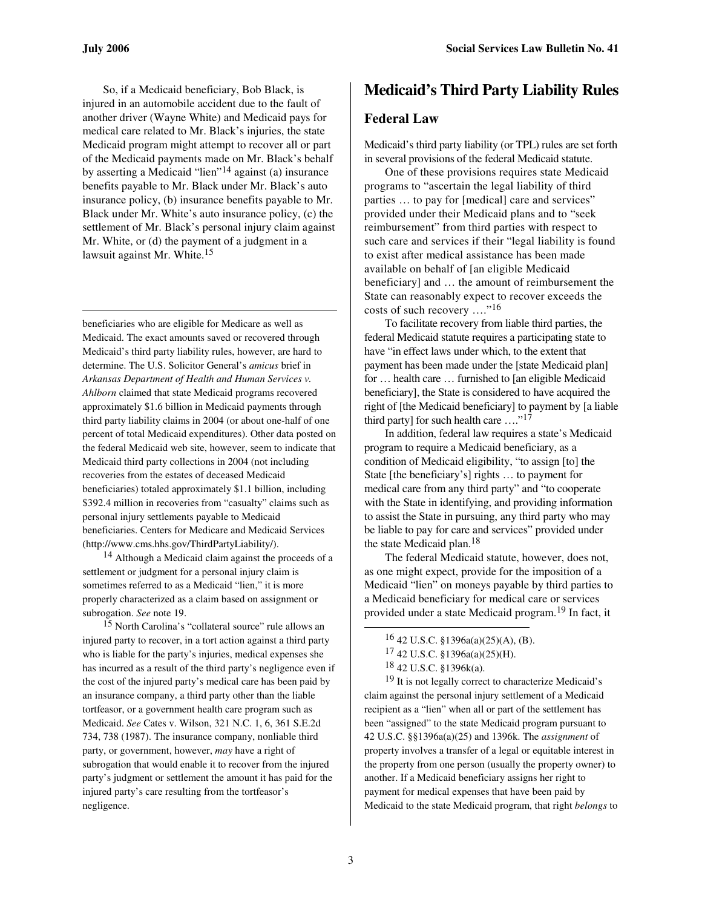So, if a Medicaid beneficiary, Bob Black, is injured in an automobile accident due to the fault of another driver (Wayne White) and Medicaid pays for medical care related to Mr. Black's injuries, the state Medicaid program might attempt to recover all or part of the Medicaid payments made on Mr. Black's behalf by asserting a Medicaid "lien"[14] against (a) insurance benefits payable to Mr. Black under Mr. Black's auto insurance policy, (b) insurance benefits payable to Mr. Black under Mr. White's auto insurance policy, (c) the settlement of Mr. Black's personal injury claim against Mr. White, or (d) the payment of a judgment in a lawsuit against Mr. White.[15]

## Medicaid's Third Party Liability Rules

### Federal Law

Medicaid's third party liability (or TPL) rules are set forth in several provisions of the federal Medicaid statute.

One of these provisions requires state Medicaid programs to "ascertain the legal liability of third parties … to pay for [medical] care and services" provided under their Medicaid plans and to "seek reimbursement" from third parties with respect to such care and services if their "legal liability is found to exist after medical assistance has been made available on behalf of [an eligible Medicaid beneficiary] and … the amount of reimbursement the State can reasonably expect to recover exceeds the costs of such recovery …."[16]

To facilitate recovery from liable third parties, the federal Medicaid statute requires a participating state to have "in effect laws under which, to the extent that payment has been made under the [state Medicaid plan] for … health care … furnished to [an eligible Medicaid beneficiary], the State is considered to have acquired the right of [the Medicaid beneficiary] to payment by [a liable third party] for such health care …."[17]

In addition, federal law requires a state's Medicaid program to require a Medicaid beneficiary, as a condition of Medicaid eligibility, "to assign [to] the State [the beneficiary's] rights … to payment for medical care from any third party" and "to cooperate with the State in identifying, and providing information to assist the State in pursuing, any third party who may be liable to pay for care and services" provided under the state Medicaid plan.[18]

The federal Medicaid statute, however, does not, as one might expect, provide for the imposition of a Medicaid "lien" on moneys payable by third parties to a Medicaid beneficiary for medical care or services provided under a state Medicaid program.[19] In fact, it

---

beneficiaries who are eligible for Medicare as well as Medicaid. The exact amounts saved or recovered through Medicaid's third party liability rules, however, are hard to determine. The U.S. Solicitor General's *amicus* brief in *Arkansas Department of Health and Human Services v. Ahlborn* claimed that state Medicaid programs recovered approximately $1.6 billion in Medicaid payments through third party liability claims in 2004 (or about one-half of one percent of total Medicaid expenditures). Other data posted on the federal Medicaid web site, however, seem to indicate that Medicaid third party collections in 2004 (not including recoveries from the estates of deceased Medicaid beneficiaries) totaled approximately $1.1 billion, including $392.4 million in recoveries from "casualty" claims such as personal injury settlements payable to Medicaid beneficiaries. Centers for Medicare and Medicaid Services (http://www.cms.hhs.gov/ThirdPartyLiability/).

[14] Although a Medicaid claim against the proceeds of a settlement or judgment for a personal injury claim is sometimes referred to as a Medicaid "lien," it is more properly characterized as a claim based on assignment or subrogation. *See* note 19.

[15] North Carolina's "collateral source" rule allows an injured party to recover, in a tort action against a third party who is liable for the party's injuries, medical expenses she has incurred as a result of the third party's negligence even if the cost of the injured party's medical care has been paid by an insurance company, a third party other than the liable tortfeasor, or a government health care program such as Medicaid. *See* Cates v. Wilson, 321 N.C. 1, 6, 361 S.E.2d 734, 738 (1987). The insurance company, nonliable third party, or government, however, *may* have a right of subrogation that would enable it to recover from the injured party's judgment or settlement the amount it has paid for the injured party's care resulting from the tortfeasor's negligence.

[16] 42 U.S.C. §1396a(a)(25)(A), (B).

[17] 42 U.S.C. §1396a(a)(25)(H).

[18] 42 U.S.C. §1396k(a).

[19] It is not legally correct to characterize Medicaid's claim against the personal injury settlement of a Medicaid recipient as a "lien" when all or part of the settlement has been "assigned" to the state Medicaid program pursuant to 42 U.S.C. §§1396a(a)(25) and 1396k. The *assignment* of property involves a transfer of a legal or equitable interest in the property from one person (usually the property owner) to another. If a Medicaid beneficiary assigns her right to payment for medical expenses that have been paid by Medicaid to the state Medicaid program, that right *belongs* to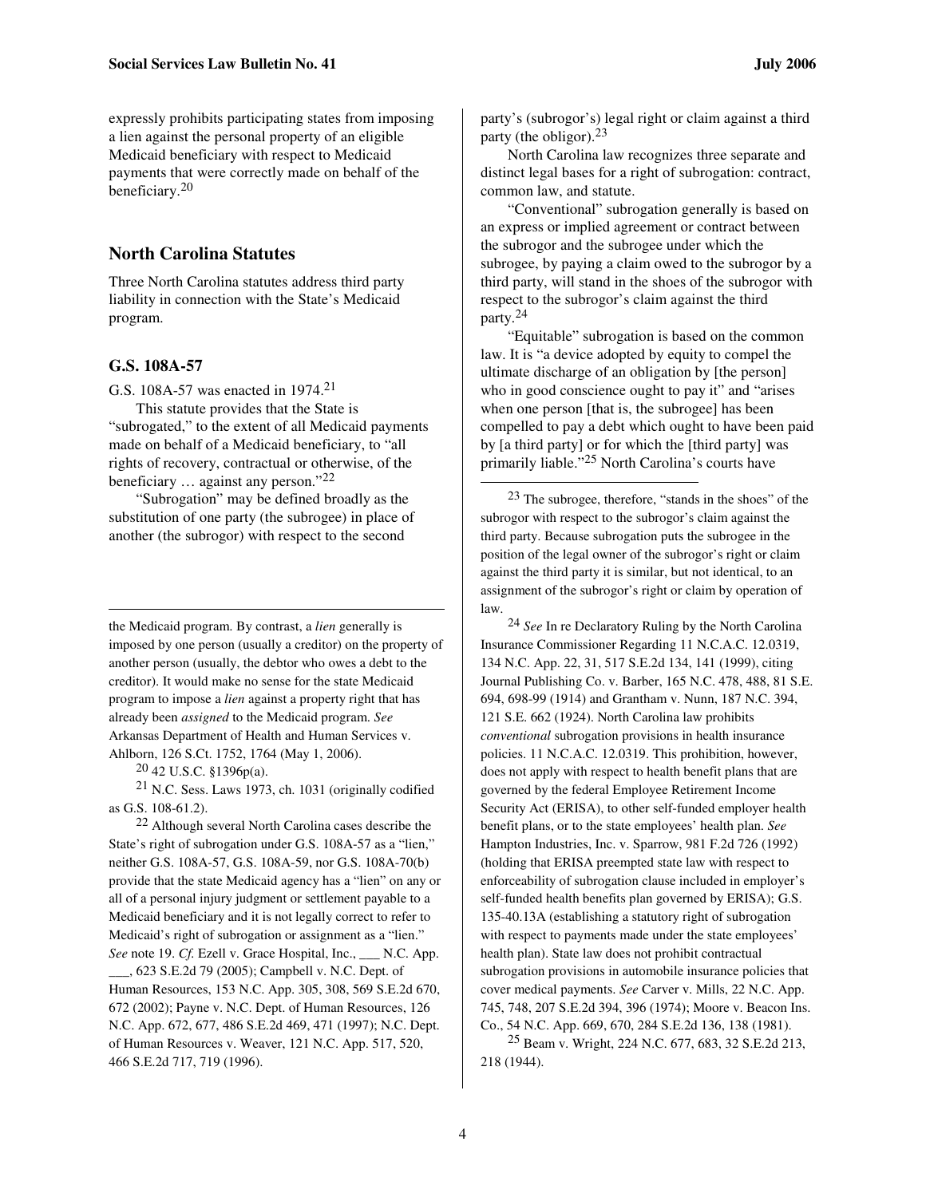expressly prohibits participating states from imposing a lien against the personal property of an eligible Medicaid beneficiary with respect to Medicaid payments that were correctly made on behalf of the beneficiary.[20]

## North Carolina Statutes

Three North Carolina statutes address third party liability in connection with the State's Medicaid program.

### G.S. 108A-57

G.S. 108A-57 was enacted in 1974.[21]

This statute provides that the State is "subrogated," to the extent of all Medicaid payments made on behalf of a Medicaid beneficiary, to "all rights of recovery, contractual or otherwise, of the beneficiary … against any person."[22]

"Subrogation" may be defined broadly as the substitution of one party (the subrogee) in place of another (the subrogor) with respect to the second party's (subrogor's) legal right or claim against a third party (the obligor).[23]

North Carolina law recognizes three separate and distinct legal bases for a right of subrogation: contract, common law, and statute.

"Conventional" subrogation generally is based on an express or implied agreement or contract between the subrogor and the subrogee under which the subrogee, by paying a claim owed to the subrogor by a third party, will stand in the shoes of the subrogor with respect to the subrogor's claim against the third party.[24]

"Equitable" subrogation is based on the common law. It is "a device adopted by equity to compel the ultimate discharge of an obligation by [the person] who in good conscience ought to pay it" and "arises when one person [that is, the subrogee] has been compelled to pay a debt which ought to have been paid by [a third party] or for which the [third party] was primarily liable."[25] North Carolina's courts have

---

the Medicaid program. By contrast, a *lien* generally is imposed by one person (usually a creditor) on the property of another person (usually, the debtor who owes a debt to the creditor). It would make no sense for the state Medicaid program to impose a *lien* against a property right that has already been *assigned* to the Medicaid program. *See* Arkansas Department of Health and Human Services v. Ahlborn, 126 S.Ct. 1752, 1764 (May 1, 2006).

[20] 42 U.S.C. §1396p(a).

[21] N.C. Sess. Laws 1973, ch. 1031 (originally codified as G.S. 108-61.2).

[22] Although several North Carolina cases describe the State's right of subrogation under G.S. 108A-57 as a "lien," neither G.S. 108A-57, G.S. 108A-59, nor G.S. 108A-70(b) provide that the state Medicaid agency has a "lien" on any or all of a personal injury judgment or settlement payable to a Medicaid beneficiary and it is not legally correct to refer to Medicaid's right of subrogation or assignment as a "lien." *See* note 19. *Cf.* Ezell v. Grace Hospital, Inc., ___ N.C. App. ___, 623 S.E.2d 79 (2005); Campbell v. N.C. Dept. of Human Resources, 153 N.C. App. 305, 308, 569 S.E.2d 670, 672 (2002); Payne v. N.C. Dept. of Human Resources, 126 N.C. App. 672, 677, 486 S.E.2d 469, 471 (1997); N.C. Dept. of Human Resources v. Weaver, 121 N.C. App. 517, 520, 466 S.E.2d 717, 719 (1996).

[23] The subrogee, therefore, "stands in the shoes" of the subrogor with respect to the subrogor's claim against the third party. Because subrogation puts the subrogee in the position of the legal owner of the subrogor's right or claim against the third party it is similar, but not identical, to an assignment of the subrogor's right or claim by operation of law.

[24] *See* In re Declaratory Ruling by the North Carolina Insurance Commissioner Regarding 11 N.C.A.C. 12.0319, 134 N.C. App. 22, 31, 517 S.E.2d 134, 141 (1999), citing Journal Publishing Co. v. Barber, 165 N.C. 478, 488, 81 S.E. 694, 698-99 (1914) and Grantham v. Nunn, 187 N.C. 394, 121 S.E. 662 (1924). North Carolina law prohibits *conventional* subrogation provisions in health insurance policies. 11 N.C.A.C. 12.0319. This prohibition, however, does not apply with respect to health benefit plans that are governed by the federal Employee Retirement Income Security Act (ERISA), to other self-funded employer health benefit plans, or to the state employees' health plan. *See* Hampton Industries, Inc. v. Sparrow, 981 F.2d 726 (1992) (holding that ERISA preempted state law with respect to enforceability of subrogation clause included in employer's self-funded health benefits plan governed by ERISA); G.S. 135-40.13A (establishing a statutory right of subrogation with respect to payments made under the state employees' health plan). State law does not prohibit contractual subrogation provisions in automobile insurance policies that cover medical payments. *See* Carver v. Mills, 22 N.C. App. 745, 748, 207 S.E.2d 394, 396 (1974); Moore v. Beacon Ins. Co., 54 N.C. App. 669, 670, 284 S.E.2d 136, 138 (1981).

[25] Beam v. Wright, 224 N.C. 677, 683, 32 S.E.2d 213, 218 (1944).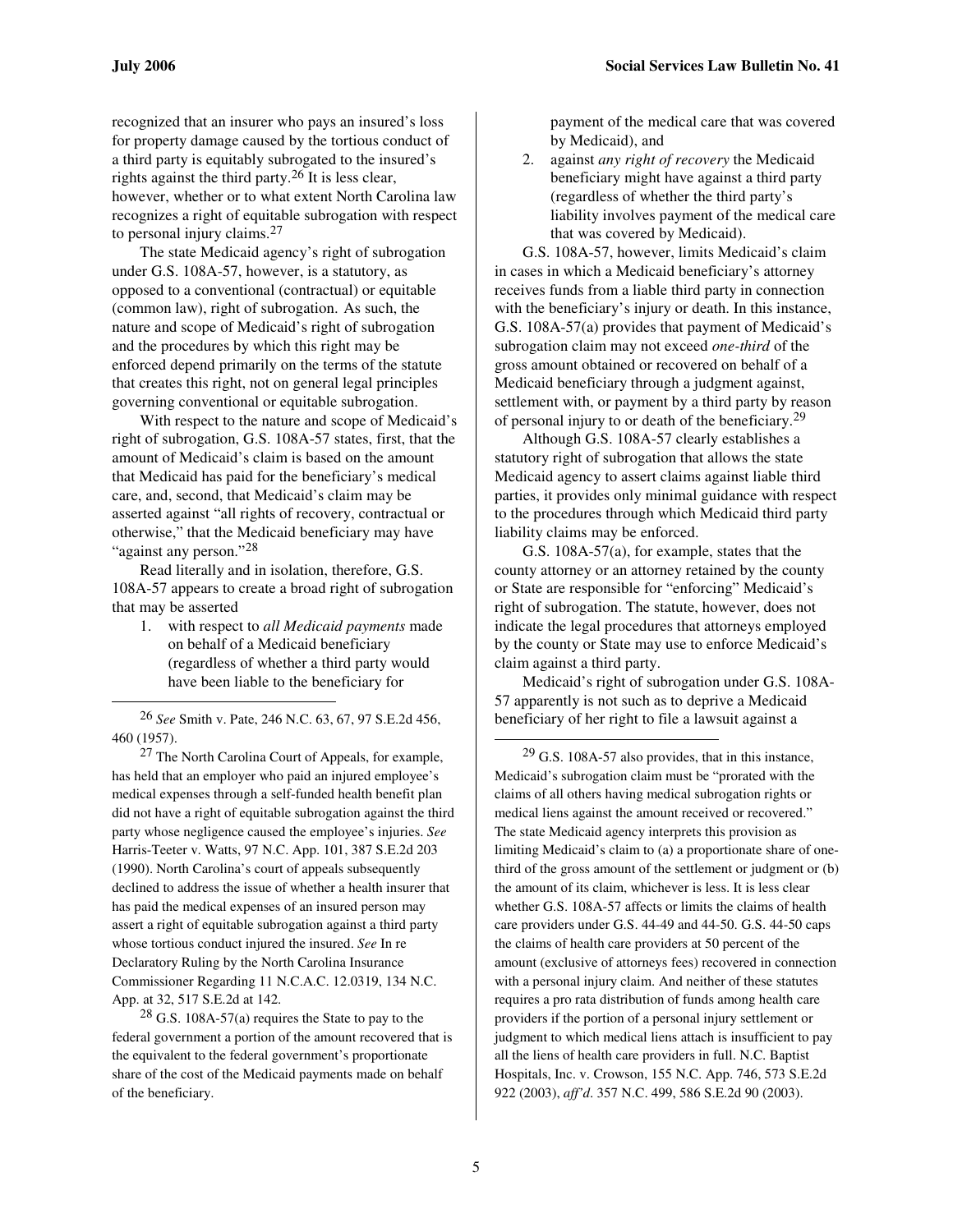recognized that an insurer who pays an insured's loss for property damage caused by the tortious conduct of a third party is equitably subrogated to the insured's rights against the third party.[26] It is less clear, however, whether or to what extent North Carolina law recognizes a right of equitable subrogation with respect to personal injury claims.[27]

The state Medicaid agency's right of subrogation under G.S. 108A-57, however, is a statutory, as opposed to a conventional (contractual) or equitable (common law), right of subrogation. As such, the nature and scope of Medicaid's right of subrogation and the procedures by which this right may be enforced depend primarily on the terms of the statute that creates this right, not on general legal principles governing conventional or equitable subrogation.

With respect to the nature and scope of Medicaid's right of subrogation, G.S. 108A-57 states, first, that the amount of Medicaid's claim is based on the amount that Medicaid has paid for the beneficiary's medical care, and, second, that Medicaid's claim may be asserted against "all rights of recovery, contractual or otherwise," that the Medicaid beneficiary may have "against any person."[28]

Read literally and in isolation, therefore, G.S. 108A-57 appears to create a broad right of subrogation that may be asserted

1. with respect to *all Medicaid payments* made on behalf of a Medicaid beneficiary (regardless of whether a third party would have been liable to the beneficiary for payment of the medical care that was covered by Medicaid), and
2. against *any right of recovery* the Medicaid beneficiary might have against a third party (regardless of whether the third party's liability involves payment of the medical care that was covered by Medicaid).

G.S. 108A-57, however, limits Medicaid's claim in cases in which a Medicaid beneficiary's attorney receives funds from a liable third party in connection with the beneficiary's injury or death. In this instance, G.S. 108A-57(a) provides that payment of Medicaid's subrogation claim may not exceed *one-third* of the gross amount obtained or recovered on behalf of a Medicaid beneficiary through a judgment against, settlement with, or payment by a third party by reason of personal injury to or death of the beneficiary.[29]

Although G.S. 108A-57 clearly establishes a statutory right of subrogation that allows the state Medicaid agency to assert claims against liable third parties, it provides only minimal guidance with respect to the procedures through which Medicaid third party liability claims may be enforced.

G.S. 108A-57(a), for example, states that the county attorney or an attorney retained by the county or State are responsible for "enforcing" Medicaid's right of subrogation. The statute, however, does not indicate the legal procedures that attorneys employed by the county or State may use to enforce Medicaid's claim against a third party.

Medicaid's right of subrogation under G.S. 108A-57 apparently is not such as to deprive a Medicaid beneficiary of her right to file a lawsuit against a

---

[26] *See* Smith v. Pate, 246 N.C. 63, 67, 97 S.E.2d 456, 460 (1957).

[27] The North Carolina Court of Appeals, for example, has held that an employer who paid an injured employee's medical expenses through a self-funded health benefit plan did not have a right of equitable subrogation against the third party whose negligence caused the employee's injuries. *See* Harris-Teeter v. Watts, 97 N.C. App. 101, 387 S.E.2d 203 (1990). North Carolina's court of appeals subsequently declined to address the issue of whether a health insurer that has paid the medical expenses of an insured person may assert a right of equitable subrogation against a third party whose tortious conduct injured the insured. *See* In re Declaratory Ruling by the North Carolina Insurance Commissioner Regarding 11 N.C.A.C. 12.0319, 134 N.C. App. at 32, 517 S.E.2d at 142.

[28] G.S. 108A-57(a) requires the State to pay to the federal government a portion of the amount recovered that is the equivalent to the federal government's proportionate share of the cost of the Medicaid payments made on behalf of the beneficiary.

[29] G.S. 108A-57 also provides, that in this instance, Medicaid's subrogation claim must be "prorated with the claims of all others having medical subrogation rights or medical liens against the amount received or recovered." The state Medicaid agency interprets this provision as limiting Medicaid's claim to (a) a proportionate share of one-third of the gross amount of the settlement or judgment or (b) the amount of its claim, whichever is less. It is less clear whether G.S. 108A-57 affects or limits the claims of health care providers under G.S. 44-49 and 44-50. G.S. 44-50 caps the claims of health care providers at 50 percent of the amount (exclusive of attorneys fees) recovered in connection with a personal injury claim. And neither of these statutes requires a pro rata distribution of funds among health care providers if the portion of a personal injury settlement or judgment to which medical liens attach is insufficient to pay all the liens of health care providers in full. N.C. Baptist Hospitals, Inc. v. Crowson, 155 N.C. App. 746, 573 S.E.2d 922 (2003), *aff'd*. 357 N.C. 499, 586 S.E.2d 90 (2003).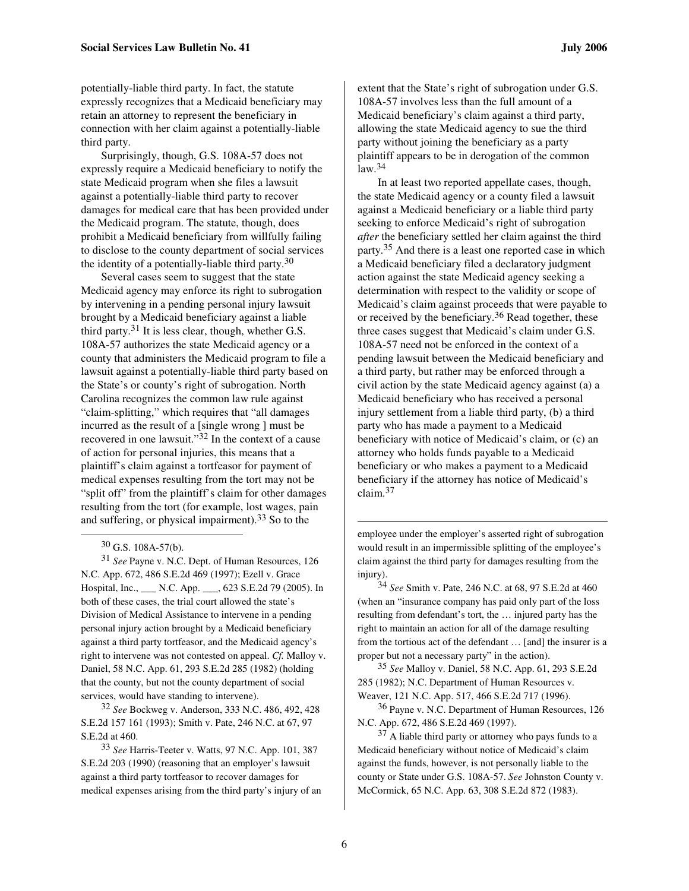potentially-liable third party. In fact, the statute expressly recognizes that a Medicaid beneficiary may retain an attorney to represent the beneficiary in connection with her claim against a potentially-liable third party.

Surprisingly, though, G.S. 108A-57 does not expressly require a Medicaid beneficiary to notify the state Medicaid program when she files a lawsuit against a potentially-liable third party to recover damages for medical care that has been provided under the Medicaid program. The statute, though, does prohibit a Medicaid beneficiary from willfully failing to disclose to the county department of social services the identity of a potentially-liable third party.[30]

Several cases seem to suggest that the state Medicaid agency may enforce its right to subrogation by intervening in a pending personal injury lawsuit brought by a Medicaid beneficiary against a liable third party.[31] It is less clear, though, whether G.S. 108A-57 authorizes the state Medicaid agency or a county that administers the Medicaid program to file a lawsuit against a potentially-liable third party based on the State's or county's right of subrogation. North Carolina recognizes the common law rule against "claim-splitting," which requires that "all damages incurred as the result of a [single wrong ] must be recovered in one lawsuit."[32] In the context of a cause of action for personal injuries, this means that a plaintiff's claim against a tortfeasor for payment of medical expenses resulting from the tort may not be "split off" from the plaintiff's claim for other damages resulting from the tort (for example, lost wages, pain and suffering, or physical impairment).[33] So to the extent that the State's right of subrogation under G.S. 108A-57 involves less than the full amount of a Medicaid beneficiary's claim against a third party, allowing the state Medicaid agency to sue the third party without joining the beneficiary as a party plaintiff appears to be in derogation of the common law.[34]

In at least two reported appellate cases, though, the state Medicaid agency or a county filed a lawsuit against a Medicaid beneficiary or a liable third party seeking to enforce Medicaid's right of subrogation *after* the beneficiary settled her claim against the third party.[35] And there is a least one reported case in which a Medicaid beneficiary filed a declaratory judgment action against the state Medicaid agency seeking a determination with respect to the validity or scope of Medicaid's claim against proceeds that were payable to or received by the beneficiary.[36] Read together, these three cases suggest that Medicaid's claim under G.S. 108A-57 need not be enforced in the context of a pending lawsuit between the Medicaid beneficiary and a third party, but rather may be enforced through a civil action by the state Medicaid agency against (a) a Medicaid beneficiary who has received a personal injury settlement from a liable third party, (b) a third party who has made a payment to a Medicaid beneficiary with notice of Medicaid's claim, or (c) an attorney who holds funds payable to a Medicaid beneficiary or who makes a payment to a Medicaid beneficiary if the attorney has notice of Medicaid's claim.[37]

---

[30] G.S. 108A-57(b).

[31] *See* Payne v. N.C. Dept. of Human Resources, 126 N.C. App. 672, 486 S.E.2d 469 (1997); Ezell v. Grace Hospital, Inc., ___ N.C. App. ___, 623 S.E.2d 79 (2005). In both of these cases, the trial court allowed the state's Division of Medical Assistance to intervene in a pending personal injury action brought by a Medicaid beneficiary against a third party tortfeasor, and the Medicaid agency's right to intervene was not contested on appeal. *Cf.* Malloy v. Daniel, 58 N.C. App. 61, 293 S.E.2d 285 (1982) (holding that the county, but not the county department of social services, would have standing to intervene).

[32] *See* Bockweg v. Anderson, 333 N.C. 486, 492, 428 S.E.2d 157 161 (1993); Smith v. Pate, 246 N.C. at 67, 97 S.E.2d at 460.

[33] *See* Harris-Teeter v. Watts, 97 N.C. App. 101, 387 S.E.2d 203 (1990) (reasoning that an employer's lawsuit against a third party tortfeasor to recover damages for medical expenses arising from the third party's injury of an employee under the employer's asserted right of subrogation would result in an impermissible splitting of the employee's claim against the third party for damages resulting from the injury).

[34] *See* Smith v. Pate, 246 N.C. at 68, 97 S.E.2d at 460 (when an "insurance company has paid only part of the loss resulting from defendant's tort, the … injured party has the right to maintain an action for all of the damage resulting from the tortious act of the defendant … [and] the insurer is a proper but not a necessary party" in the action).

[35] *See* Malloy v. Daniel, 58 N.C. App. 61, 293 S.E.2d 285 (1982); N.C. Department of Human Resources v. Weaver, 121 N.C. App. 517, 466 S.E.2d 717 (1996).

[36] Payne v. N.C. Department of Human Resources, 126 N.C. App. 672, 486 S.E.2d 469 (1997).

[37] A liable third party or attorney who pays funds to a Medicaid beneficiary without notice of Medicaid's claim against the funds, however, is not personally liable to the county or State under G.S. 108A-57. *See* Johnston County v. McCormick, 65 N.C. App. 63, 308 S.E.2d 872 (1983).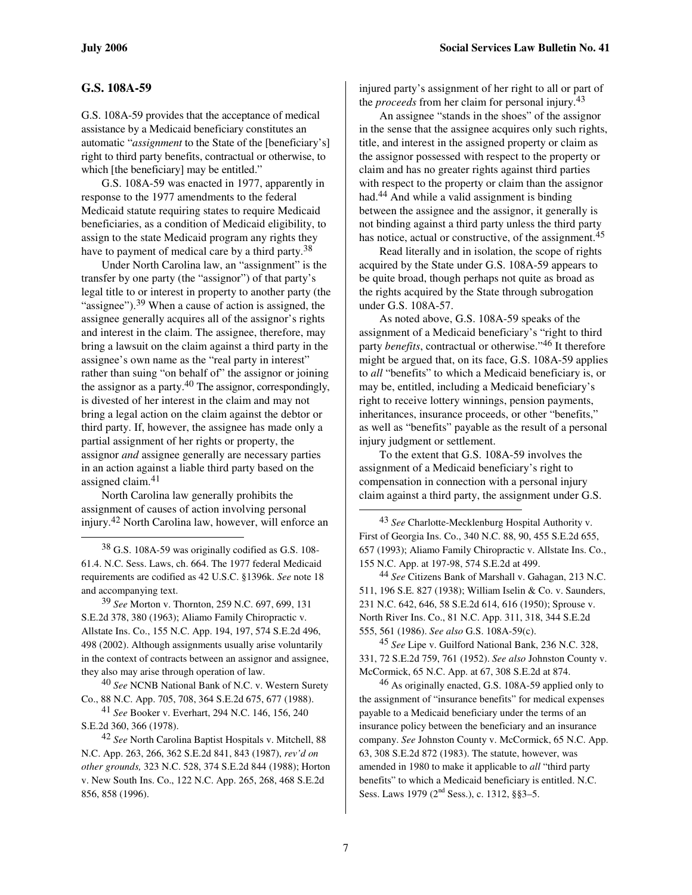## G.S. 108A-59

G.S. 108A-59 provides that the acceptance of medical assistance by a Medicaid beneficiary constitutes an automatic "*assignment* to the State of the [beneficiary's] right to third party benefits, contractual or otherwise, to which [the beneficiary] may be entitled."

G.S. 108A-59 was enacted in 1977, apparently in response to the 1977 amendments to the federal Medicaid statute requiring states to require Medicaid beneficiaries, as a condition of Medicaid eligibility, to assign to the state Medicaid program any rights they have to payment of medical care by a third party.[38]

Under North Carolina law, an "assignment" is the transfer by one party (the "assignor") of that party's legal title to or interest in property to another party (the "assignee").[39] When a cause of action is assigned, the assignee generally acquires all of the assignor's rights and interest in the claim. The assignee, therefore, may bring a lawsuit on the claim against a third party in the assignee's own name as the "real party in interest" rather than suing "on behalf of" the assignor or joining the assignor as a party.[40] The assignor, correspondingly, is divested of her interest in the claim and may not bring a legal action on the claim against the debtor or third party. If, however, the assignee has made only a partial assignment of her rights or property, the assignor *and* assignee generally are necessary parties in an action against a liable third party based on the assigned claim.[41]

North Carolina law generally prohibits the assignment of causes of action involving personal injury.[42] North Carolina law, however, will enforce an injured party's assignment of her right to all or part of the *proceeds* from her claim for personal injury.[43]

An assignee "stands in the shoes" of the assignor in the sense that the assignee acquires only such rights, title, and interest in the assigned property or claim as the assignor possessed with respect to the property or claim and has no greater rights against third parties with respect to the property or claim than the assignor had.[44] And while a valid assignment is binding between the assignee and the assignor, it generally is not binding against a third party unless the third party has notice, actual or constructive, of the assignment.[45]

Read literally and in isolation, the scope of rights acquired by the State under G.S. 108A-59 appears to be quite broad, though perhaps not quite as broad as the rights acquired by the State through subrogation under G.S. 108A-57.

As noted above, G.S. 108A-59 speaks of the assignment of a Medicaid beneficiary's "right to third party *benefits*, contractual or otherwise."[46] It therefore might be argued that, on its face, G.S. 108A-59 applies to *all* "benefits" to which a Medicaid beneficiary is, or may be, entitled, including a Medicaid beneficiary's right to receive lottery winnings, pension payments, inheritances, insurance proceeds, or other "benefits," as well as "benefits" payable as the result of a personal injury judgment or settlement.

To the extent that G.S. 108A-59 involves the assignment of a Medicaid beneficiary's right to compensation in connection with a personal injury claim against a third party, the assignment under G.S.

---

[38] G.S. 108A-59 was originally codified as G.S. 108-61.4. N.C. Sess. Laws, ch. 664. The 1977 federal Medicaid requirements are codified as 42 U.S.C. §1396k. *See* note 18 and accompanying text.

[39] *See* Morton v. Thornton, 259 N.C. 697, 699, 131 S.E.2d 378, 380 (1963); Aliamo Family Chiropractic v. Allstate Ins. Co., 155 N.C. App. 194, 197, 574 S.E.2d 496, 498 (2002). Although assignments usually arise voluntarily in the context of contracts between an assignor and assignee, they also may arise through operation of law.

[40] *See* NCNB National Bank of N.C. v. Western Surety Co., 88 N.C. App. 705, 708, 364 S.E.2d 675, 677 (1988).

[41] *See* Booker v. Everhart, 294 N.C. 146, 156, 240 S.E.2d 360, 366 (1978).

[42] *See* North Carolina Baptist Hospitals v. Mitchell, 88 N.C. App. 263, 266, 362 S.E.2d 841, 843 (1987), *rev'd on other grounds,* 323 N.C. 528, 374 S.E.2d 844 (1988); Horton v. New South Ins. Co., 122 N.C. App. 265, 268, 468 S.E.2d 856, 858 (1996).

[43] *See* Charlotte-Mecklenburg Hospital Authority v. First of Georgia Ins. Co., 340 N.C. 88, 90, 455 S.E.2d 655, 657 (1993); Aliamo Family Chiropractic v. Allstate Ins. Co., 155 N.C. App. at 197-98, 574 S.E.2d at 499.

[44] *See* Citizens Bank of Marshall v. Gahagan, 213 N.C. 511, 196 S.E. 827 (1938); William Iselin & Co. v. Saunders, 231 N.C. 642, 646, 58 S.E.2d 614, 616 (1950); Sprouse v. North River Ins. Co., 81 N.C. App. 311, 318, 344 S.E.2d 555, 561 (1986). *See also* G.S. 108A-59(c).

[45] *See* Lipe v. Guilford National Bank, 236 N.C. 328, 331, 72 S.E.2d 759, 761 (1952). *See also* Johnston County v. McCormick, 65 N.C. App. at 67, 308 S.E.2d at 874.

[46] As originally enacted, G.S. 108A-59 applied only to the assignment of "insurance benefits" for medical expenses payable to a Medicaid beneficiary under the terms of an insurance policy between the beneficiary and an insurance company. *See* Johnston County v. McCormick, 65 N.C. App. 63, 308 S.E.2d 872 (1983). The statute, however, was amended in 1980 to make it applicable to *all* "third party benefits" to which a Medicaid beneficiary is entitled. N.C. Sess. Laws 1979 (2nd Sess.), c. 1312, §§3–5.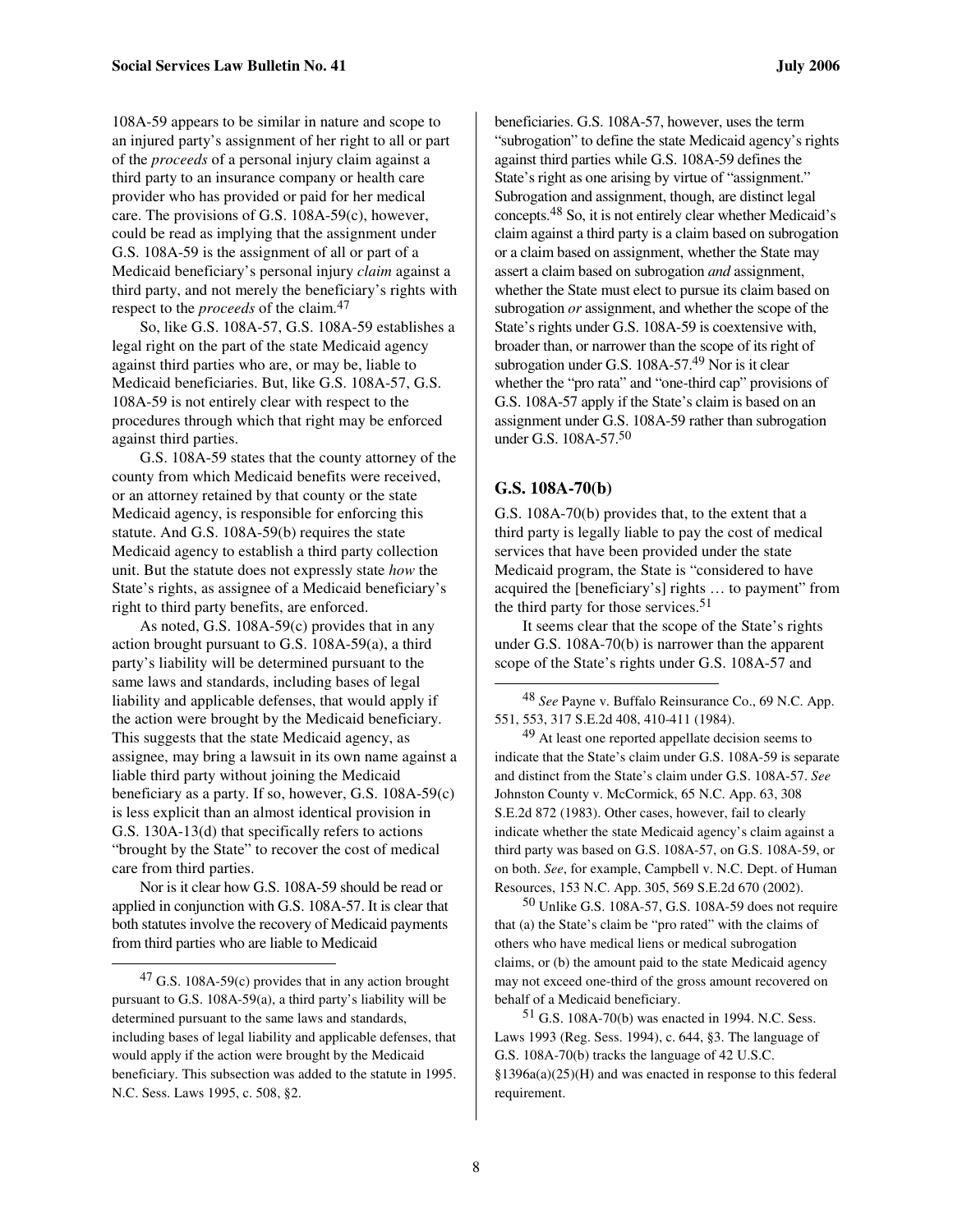108A-59 appears to be similar in nature and scope to an injured party's assignment of her right to all or part of the *proceeds* of a personal injury claim against a third party to an insurance company or health care provider who has provided or paid for her medical care. The provisions of G.S. 108A-59(c), however, could be read as implying that the assignment under G.S. 108A-59 is the assignment of all or part of a Medicaid beneficiary's personal injury *claim* against a third party, and not merely the beneficiary's rights with respect to the *proceeds* of the claim.[47]

So, like G.S. 108A-57, G.S. 108A-59 establishes a legal right on the part of the state Medicaid agency against third parties who are, or may be, liable to Medicaid beneficiaries. But, like G.S. 108A-57, G.S. 108A-59 is not entirely clear with respect to the procedures through which that right may be enforced against third parties.

G.S. 108A-59 states that the county attorney of the county from which Medicaid benefits were received, or an attorney retained by that county or the state Medicaid agency, is responsible for enforcing this statute. And G.S. 108A-59(b) requires the state Medicaid agency to establish a third party collection unit. But the statute does not expressly state *how* the State's rights, as assignee of a Medicaid beneficiary's right to third party benefits, are enforced.

As noted, G.S. 108A-59(c) provides that in any action brought pursuant to G.S. 108A-59(a), a third party's liability will be determined pursuant to the same laws and standards, including bases of legal liability and applicable defenses, that would apply if the action were brought by the Medicaid beneficiary. This suggests that the state Medicaid agency, as assignee, may bring a lawsuit in its own name against a liable third party without joining the Medicaid beneficiary as a party. If so, however, G.S. 108A-59(c) is less explicit than an almost identical provision in G.S. 130A-13(d) that specifically refers to actions "brought by the State" to recover the cost of medical care from third parties.

Nor is it clear how G.S. 108A-59 should be read or applied in conjunction with G.S. 108A-57. It is clear that both statutes involve the recovery of Medicaid payments from third parties who are liable to Medicaid beneficiaries. G.S. 108A-57, however, uses the term "subrogation" to define the state Medicaid agency's rights against third parties while G.S. 108A-59 defines the State's right as one arising by virtue of "assignment." Subrogation and assignment, though, are distinct legal concepts.[48] So, it is not entirely clear whether Medicaid's claim against a third party is a claim based on subrogation or a claim based on assignment, whether the State may assert a claim based on subrogation *and* assignment, whether the State must elect to pursue its claim based on subrogation *or* assignment, and whether the scope of the State's rights under G.S. 108A-59 is coextensive with, broader than, or narrower than the scope of its right of subrogation under G.S. 108A-57.[49] Nor is it clear whether the "pro rata" and "one-third cap" provisions of G.S. 108A-57 apply if the State's claim is based on an assignment under G.S. 108A-59 rather than subrogation under G.S. 108A-57.[50]

### G.S. 108A-70(b)

G.S. 108A-70(b) provides that, to the extent that a third party is legally liable to pay the cost of medical services that have been provided under the state Medicaid program, the State is "considered to have acquired the [beneficiary's] rights … to payment" from the third party for those services.[51]

It seems clear that the scope of the State's rights under G.S. 108A-70(b) is narrower than the apparent scope of the State's rights under G.S. 108A-57 and

---

[47] G.S. 108A-59(c) provides that in any action brought pursuant to G.S. 108A-59(a), a third party's liability will be determined pursuant to the same laws and standards, including bases of legal liability and applicable defenses, that would apply if the action were brought by the Medicaid beneficiary. This subsection was added to the statute in 1995. N.C. Sess. Laws 1995, c. 508, §2.

[48] *See* Payne v. Buffalo Reinsurance Co., 69 N.C. App. 551, 553, 317 S.E.2d 408, 410-411 (1984).

[49] At least one reported appellate decision seems to indicate that the State's claim under G.S. 108A-59 is separate and distinct from the State's claim under G.S. 108A-57. *See* Johnston County v. McCormick, 65 N.C. App. 63, 308 S.E.2d 872 (1983). Other cases, however, fail to clearly indicate whether the state Medicaid agency's claim against a third party was based on G.S. 108A-57, on G.S. 108A-59, or on both. *See*, for example, Campbell v. N.C. Dept. of Human Resources, 153 N.C. App. 305, 569 S.E.2d 670 (2002).

[50] Unlike G.S. 108A-57, G.S. 108A-59 does not require that (a) the State's claim be "pro rated" with the claims of others who have medical liens or medical subrogation claims, or (b) the amount paid to the state Medicaid agency may not exceed one-third of the gross amount recovered on behalf of a Medicaid beneficiary.

[51] G.S. 108A-70(b) was enacted in 1994. N.C. Sess. Laws 1993 (Reg. Sess. 1994), c. 644, §3. The language of G.S. 108A-70(b) tracks the language of 42 U.S.C. §1396a(a)(25)(H) and was enacted in response to this federal requirement.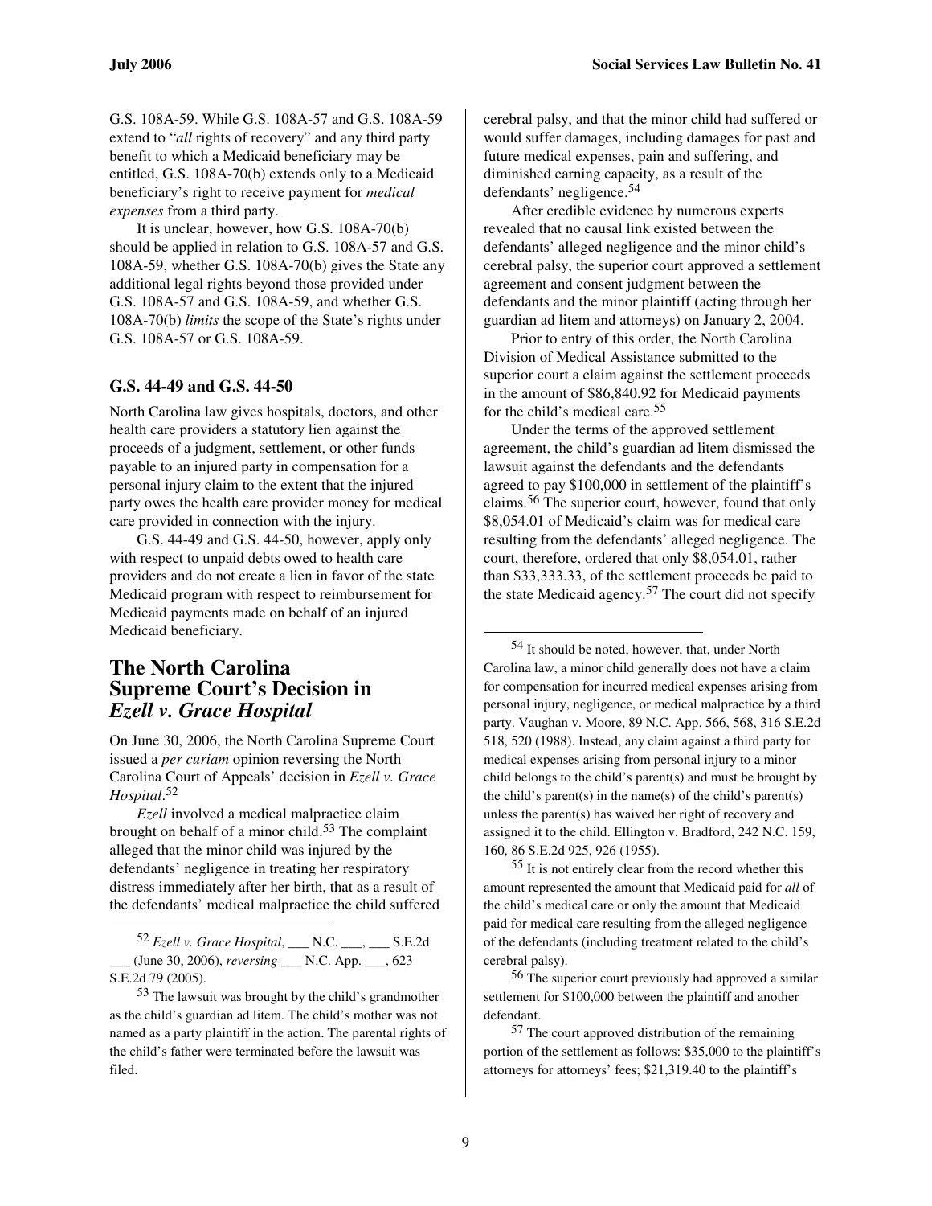G.S. 108A-59. While G.S. 108A-57 and G.S. 108A-59 extend to "*all* rights of recovery" and any third party benefit to which a Medicaid beneficiary may be entitled, G.S. 108A-70(b) extends only to a Medicaid beneficiary's right to receive payment for *medical expenses* from a third party.

It is unclear, however, how G.S. 108A-70(b) should be applied in relation to G.S. 108A-57 and G.S. 108A-59, whether G.S. 108A-70(b) gives the State any additional legal rights beyond those provided under G.S. 108A-57 and G.S. 108A-59, and whether G.S. 108A-70(b) *limits* the scope of the State's rights under G.S. 108A-57 or G.S. 108A-59.

### G.S. 44-49 and G.S. 44-50

North Carolina law gives hospitals, doctors, and other health care providers a statutory lien against the proceeds of a judgment, settlement, or other funds payable to an injured party in compensation for a personal injury claim to the extent that the injured party owes the health care provider money for medical care provided in connection with the injury.

G.S. 44-49 and G.S. 44-50, however, apply only with respect to unpaid debts owed to health care providers and do not create a lien in favor of the state Medicaid program with respect to reimbursement for Medicaid payments made on behalf of an injured Medicaid beneficiary.

## The North Carolina Supreme Court's Decision in *Ezell v. Grace Hospital*

On June 30, 2006, the North Carolina Supreme Court issued a *per curiam* opinion reversing the North Carolina Court of Appeals' decision in *Ezell v. Grace Hospital*.[52]

*Ezell* involved a medical malpractice claim brought on behalf of a minor child.[53] The complaint alleged that the minor child was injured by the defendants' negligence in treating her respiratory distress immediately after her birth, that as a result of the defendants' medical malpractice the child suffered cerebral palsy, and that the minor child had suffered or would suffer damages, including damages for past and future medical expenses, pain and suffering, and diminished earning capacity, as a result of the defendants' negligence.[54]

After credible evidence by numerous experts revealed that no causal link existed between the defendants' alleged negligence and the minor child's cerebral palsy, the superior court approved a settlement agreement and consent judgment between the defendants and the minor plaintiff (acting through her guardian ad litem and attorneys) on January 2, 2004.

Prior to entry of this order, the North Carolina Division of Medical Assistance submitted to the superior court a claim against the settlement proceeds in the amount of $86,840.92 for Medicaid payments for the child's medical care.[55]

Under the terms of the approved settlement agreement, the child's guardian ad litem dismissed the lawsuit against the defendants and the defendants agreed to pay $100,000 in settlement of the plaintiff's claims.[56] The superior court, however, found that only $8,054.01 of Medicaid's claim was for medical care resulting from the defendants' alleged negligence. The court, therefore, ordered that only $8,054.01, rather than $33,333.33, of the settlement proceeds be paid to the state Medicaid agency.[57] The court did not specify

---

[52] *Ezell v. Grace Hospital*, ___ N.C. ___, ___ S.E.2d ___ (June 30, 2006), *reversing* ___ N.C. App. ___, 623 S.E.2d 79 (2005).

[53] The lawsuit was brought by the child's grandmother as the child's guardian ad litem. The child's mother was not named as a party plaintiff in the action. The parental rights of the child's father were terminated before the lawsuit was filed.

[54] It should be noted, however, that, under North Carolina law, a minor child generally does not have a claim for compensation for incurred medical expenses arising from personal injury, negligence, or medical malpractice by a third party. Vaughan v. Moore, 89 N.C. App. 566, 568, 316 S.E.2d 518, 520 (1988). Instead, any claim against a third party for medical expenses arising from personal injury to a minor child belongs to the child's parent(s) and must be brought by the child's parent(s) in the name(s) of the child's parent(s) unless the parent(s) has waived her right of recovery and assigned it to the child. Ellington v. Bradford, 242 N.C. 159, 160, 86 S.E.2d 925, 926 (1955).

[55] It is not entirely clear from the record whether this amount represented the amount that Medicaid paid for *all* of the child's medical care or only the amount that Medicaid paid for medical care resulting from the alleged negligence of the defendants (including treatment related to the child's cerebral palsy).

[56] The superior court previously had approved a similar settlement for $100,000 between the plaintiff and another defendant.

[57] The court approved distribution of the remaining portion of the settlement as follows: $35,000 to the plaintiff's attorneys for attorneys' fees; $21,319.40 to the plaintiff's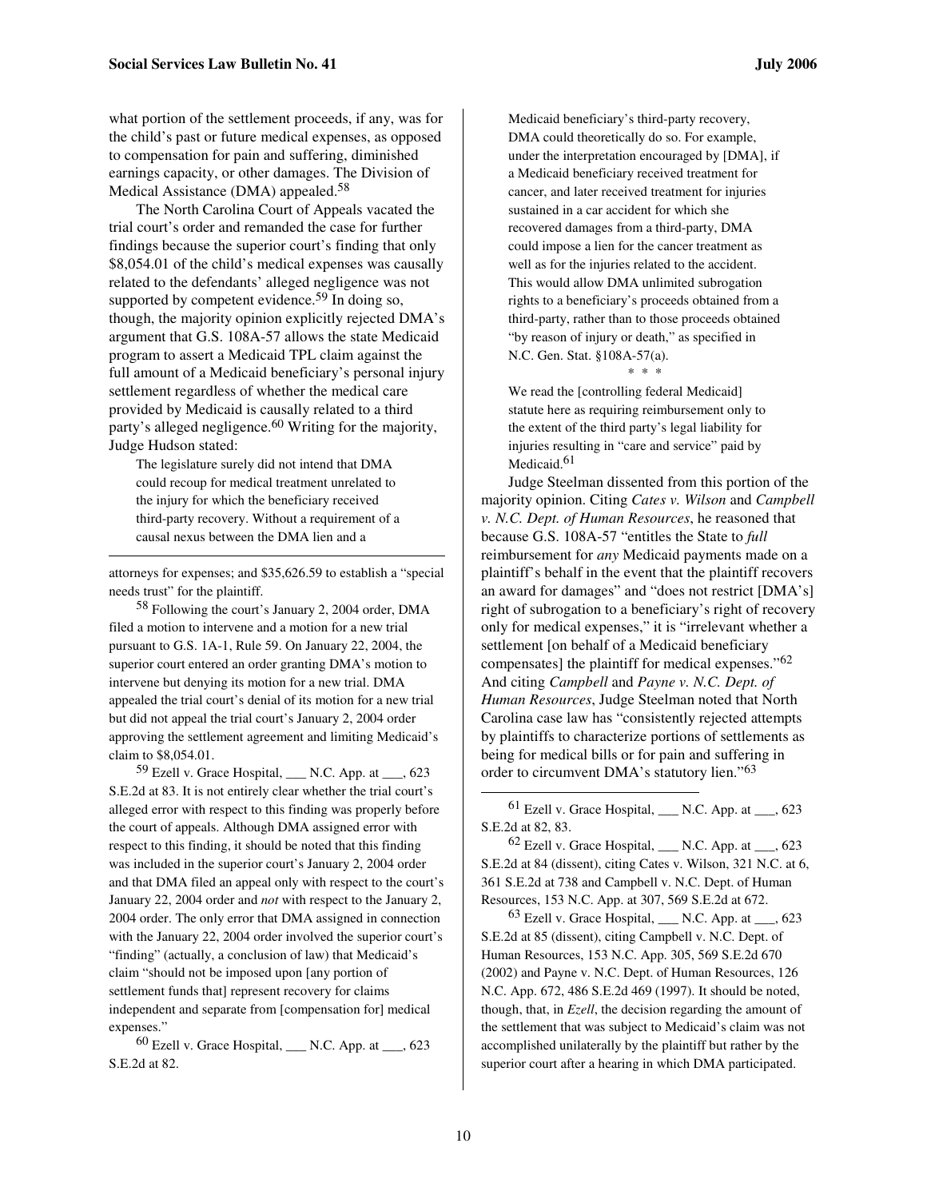what portion of the settlement proceeds, if any, was for the child's past or future medical expenses, as opposed to compensation for pain and suffering, diminished earnings capacity, or other damages. The Division of Medical Assistance (DMA) appealed.[58]

The North Carolina Court of Appeals vacated the trial court's order and remanded the case for further findings because the superior court's finding that only $8,054.01 of the child's medical expenses was causally related to the defendants' alleged negligence was not supported by competent evidence.[59] In doing so, though, the majority opinion explicitly rejected DMA's argument that G.S. 108A-57 allows the state Medicaid program to assert a Medicaid TPL claim against the full amount of a Medicaid beneficiary's personal injury settlement regardless of whether the medical care provided by Medicaid is causally related to a third party's alleged negligence.[60] Writing for the majority, Judge Hudson stated:

> The legislature surely did not intend that DMA could recoup for medical treatment unrelated to the injury for which the beneficiary received third-party recovery. Without a requirement of a causal nexus between the DMA lien and a Medicaid beneficiary's third-party recovery, DMA could theoretically do so. For example, under the interpretation encouraged by [DMA], if a Medicaid beneficiary received treatment for cancer, and later received treatment for injuries sustained in a car accident for which she recovered damages from a third-party, DMA could impose a lien for the cancer treatment as well as for the injuries related to the accident. This would allow DMA unlimited subrogation rights to a beneficiary's proceeds obtained from a third-party, rather than to those proceeds obtained "by reason of injury or death," as specified in N.C. Gen. Stat. §108A-57(a).
>
> \* \* \*
>
> We read the [controlling federal Medicaid] statute here as requiring reimbursement only to the extent of the third party's legal liability for injuries resulting in "care and service" paid by Medicaid.[61]

Judge Steelman dissented from this portion of the majority opinion. Citing *Cates v. Wilson* and *Campbell v. N.C. Dept. of Human Resources*, he reasoned that because G.S. 108A-57 "entitles the State to *full* reimbursement for *any* Medicaid payments made on a plaintiff's behalf in the event that the plaintiff recovers an award for damages" and "does not restrict [DMA's] right of subrogation to a beneficiary's right of recovery only for medical expenses," it is "irrelevant whether a settlement [on behalf of a Medicaid beneficiary compensates] the plaintiff for medical expenses."[62] And citing *Campbell* and *Payne v. N.C. Dept. of Human Resources*, Judge Steelman noted that North Carolina case law has "consistently rejected attempts by plaintiffs to characterize portions of settlements as being for medical bills or for pain and suffering in order to circumvent DMA's statutory lien."[63]

---

attorneys for expenses; and $35,626.59 to establish a "special needs trust" for the plaintiff.

[58] Following the court's January 2, 2004 order, DMA filed a motion to intervene and a motion for a new trial pursuant to G.S. 1A-1, Rule 59. On January 22, 2004, the superior court entered an order granting DMA's motion to intervene but denying its motion for a new trial. DMA appealed the trial court's denial of its motion for a new trial but did not appeal the trial court's January 2, 2004 order approving the settlement agreement and limiting Medicaid's claim to $8,054.01.

[59] Ezell v. Grace Hospital, ___ N.C. App. at ___, 623 S.E.2d at 83. It is not entirely clear whether the trial court's alleged error with respect to this finding was properly before the court of appeals. Although DMA assigned error with respect to this finding, it should be noted that this finding was included in the superior court's January 2, 2004 order and that DMA filed an appeal only with respect to the court's January 22, 2004 order and *not* with respect to the January 2, 2004 order. The only error that DMA assigned in connection with the January 22, 2004 order involved the superior court's "finding" (actually, a conclusion of law) that Medicaid's claim "should not be imposed upon [any portion of settlement funds that] represent recovery for claims independent and separate from [compensation for] medical expenses."

[60] Ezell v. Grace Hospital, ___ N.C. App. at ___, 623 S.E.2d at 82.

[61] Ezell v. Grace Hospital, ___ N.C. App. at ___, 623 S.E.2d at 82, 83.

[62] Ezell v. Grace Hospital, ___ N.C. App. at ___, 623 S.E.2d at 84 (dissent), citing Cates v. Wilson, 321 N.C. at 6, 361 S.E.2d at 738 and Campbell v. N.C. Dept. of Human Resources, 153 N.C. App. at 307, 569 S.E.2d at 672.

[63] Ezell v. Grace Hospital, ___ N.C. App. at ___, 623 S.E.2d at 85 (dissent), citing Campbell v. N.C. Dept. of Human Resources, 153 N.C. App. 305, 569 S.E.2d 670 (2002) and Payne v. N.C. Dept. of Human Resources, 126 N.C. App. 672, 486 S.E.2d 469 (1997). It should be noted, though, that, in *Ezell*, the decision regarding the amount of the settlement that was subject to Medicaid's claim was not accomplished unilaterally by the plaintiff but rather by the superior court after a hearing in which DMA participated.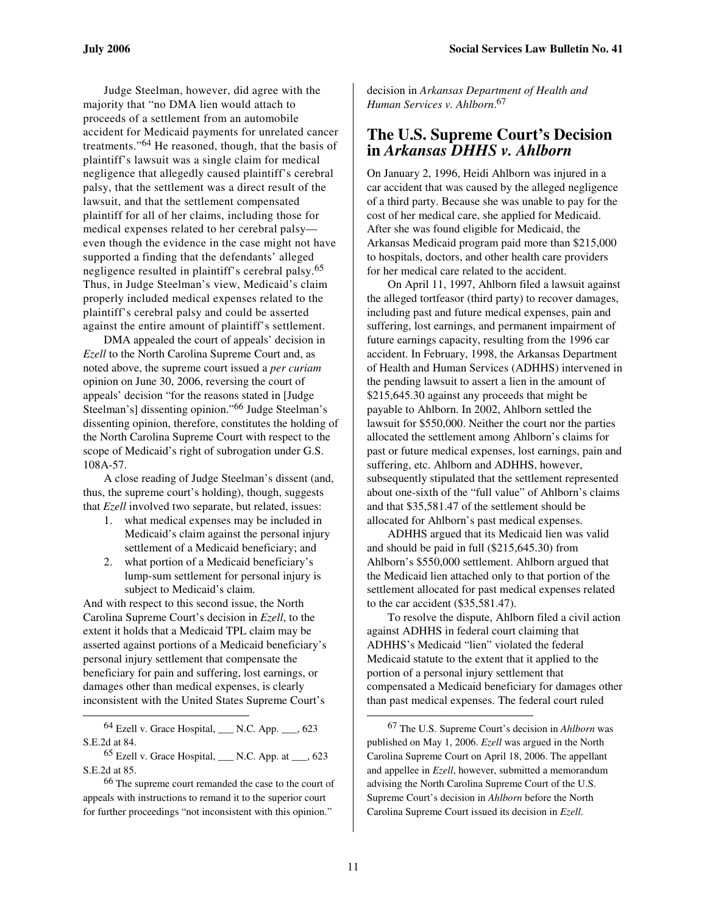Judge Steelman, however, did agree with the majority that "no DMA lien would attach to proceeds of a settlement from an automobile accident for Medicaid payments for unrelated cancer treatments."[64] He reasoned, though, that the basis of plaintiff's lawsuit was a single claim for medical negligence that allegedly caused plaintiff's cerebral palsy, that the settlement was a direct result of the lawsuit, and that the settlement compensated plaintiff for all of her claims, including those for medical expenses related to her cerebral palsy—even though the evidence in the case might not have supported a finding that the defendants' alleged negligence resulted in plaintiff's cerebral palsy.[65] Thus, in Judge Steelman's view, Medicaid's claim properly included medical expenses related to the plaintiff's cerebral palsy and could be asserted against the entire amount of plaintiff's settlement.

DMA appealed the court of appeals' decision in *Ezell* to the North Carolina Supreme Court and, as noted above, the supreme court issued a *per curiam* opinion on June 30, 2006, reversing the court of appeals' decision "for the reasons stated in [Judge Steelman's] dissenting opinion."[66] Judge Steelman's dissenting opinion, therefore, constitutes the holding of the North Carolina Supreme Court with respect to the scope of Medicaid's right of subrogation under G.S. 108A-57.

A close reading of Judge Steelman's dissent (and, thus, the supreme court's holding), though, suggests that *Ezell* involved two separate, but related, issues:

1. what medical expenses may be included in Medicaid's claim against the personal injury settlement of a Medicaid beneficiary; and
2. what portion of a Medicaid beneficiary's lump-sum settlement for personal injury is subject to Medicaid's claim.

And with respect to this second issue, the North Carolina Supreme Court's decision in *Ezell*, to the extent it holds that a Medicaid TPL claim may be asserted against portions of a Medicaid beneficiary's personal injury settlement that compensate the beneficiary for pain and suffering, lost earnings, or damages other than medical expenses, is clearly inconsistent with the United States Supreme Court's decision in *Arkansas Department of Health and Human Services v. Ahlborn*.[67]

## The U.S. Supreme Court's Decision in *Arkansas DHHS v. Ahlborn*

On January 2, 1996, Heidi Ahlborn was injured in a car accident that was caused by the alleged negligence of a third party. Because she was unable to pay for the cost of her medical care, she applied for Medicaid. After she was found eligible for Medicaid, the Arkansas Medicaid program paid more than $215,000 to hospitals, doctors, and other health care providers for her medical care related to the accident.

On April 11, 1997, Ahlborn filed a lawsuit against the alleged tortfeasor (third party) to recover damages, including past and future medical expenses, pain and suffering, lost earnings, and permanent impairment of future earnings capacity, resulting from the 1996 car accident. In February, 1998, the Arkansas Department of Health and Human Services (ADHHS) intervened in the pending lawsuit to assert a lien in the amount of $215,645.30 against any proceeds that might be payable to Ahlborn. In 2002, Ahlborn settled the lawsuit for $550,000. Neither the court nor the parties allocated the settlement among Ahlborn's claims for past or future medical expenses, lost earnings, pain and suffering, etc. Ahlborn and ADHHS, however, subsequently stipulated that the settlement represented about one-sixth of the "full value" of Ahlborn's claims and that $35,581.47 of the settlement should be allocated for Ahlborn's past medical expenses.

ADHHS argued that its Medicaid lien was valid and should be paid in full ($215,645.30) from Ahlborn's $550,000 settlement. Ahlborn argued that the Medicaid lien attached only to that portion of the settlement allocated for past medical expenses related to the car accident ($35,581.47).

To resolve the dispute, Ahlborn filed a civil action against ADHHS in federal court claiming that ADHHS's Medicaid "lien" violated the federal Medicaid statute to the extent that it applied to the portion of a personal injury settlement that compensated a Medicaid beneficiary for damages other than past medical expenses. The federal court ruled

---

[64] Ezell v. Grace Hospital, ___ N.C. App. ___, 623 S.E.2d at 84.

[65] Ezell v. Grace Hospital, ___ N.C. App. at ___, 623 S.E.2d at 85.

[66] The supreme court remanded the case to the court of appeals with instructions to remand it to the superior court for further proceedings "not inconsistent with this opinion."

[67] The U.S. Supreme Court's decision in *Ahlborn* was published on May 1, 2006. *Ezell* was argued in the North Carolina Supreme Court on April 18, 2006. The appellant and appellee in *Ezell*, however, submitted a memorandum advising the North Carolina Supreme Court of the U.S. Supreme Court's decision in *Ahlborn* before the North Carolina Supreme Court issued its decision in *Ezell*.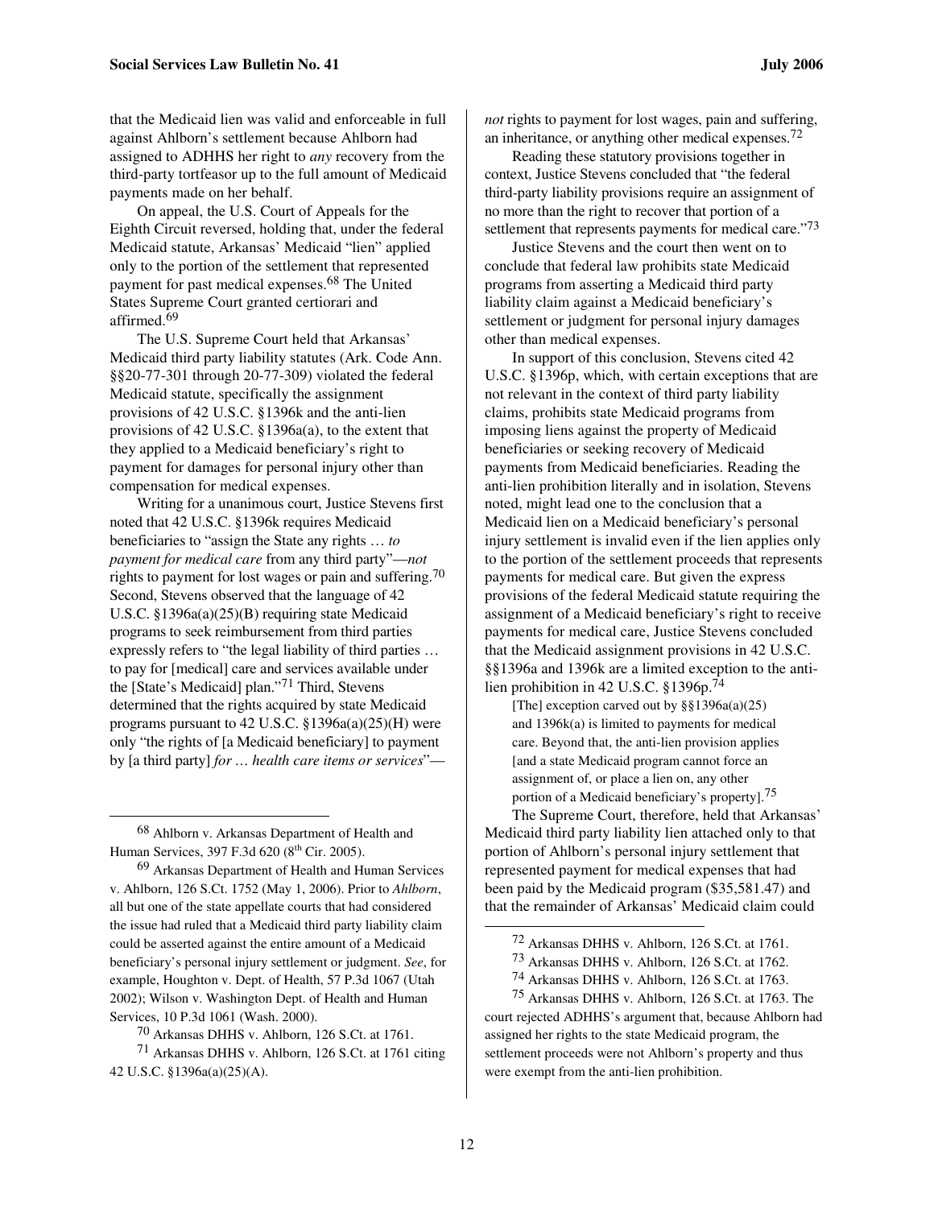that the Medicaid lien was valid and enforceable in full against Ahlborn's settlement because Ahlborn had assigned to ADHHS her right to *any* recovery from the third-party tortfeasor up to the full amount of Medicaid payments made on her behalf.

On appeal, the U.S. Court of Appeals for the Eighth Circuit reversed, holding that, under the federal Medicaid statute, Arkansas' Medicaid "lien" applied only to the portion of the settlement that represented payment for past medical expenses.[68] The United States Supreme Court granted certiorari and affirmed.[69]

The U.S. Supreme Court held that Arkansas' Medicaid third party liability statutes (Ark. Code Ann. §§20-77-301 through 20-77-309) violated the federal Medicaid statute, specifically the assignment provisions of 42 U.S.C. §1396k and the anti-lien provisions of 42 U.S.C. §1396a(a), to the extent that they applied to a Medicaid beneficiary's right to payment for damages for personal injury other than compensation for medical expenses.

Writing for a unanimous court, Justice Stevens first noted that 42 U.S.C. §1396k requires Medicaid beneficiaries to "assign the State any rights … *to payment for medical care* from any third party"—*not* rights to payment for lost wages or pain and suffering.[70] Second, Stevens observed that the language of 42 U.S.C. §1396a(a)(25)(B) requiring state Medicaid programs to seek reimbursement from third parties expressly refers to "the legal liability of third parties … to pay for [medical] care and services available under the [State's Medicaid] plan."[71] Third, Stevens determined that the rights acquired by state Medicaid programs pursuant to 42 U.S.C. §1396a(a)(25)(H) were only "the rights of [a Medicaid beneficiary] to payment by [a third party] *for … health care items or services*"—*not* rights to payment for lost wages, pain and suffering, an inheritance, or anything other medical expenses.[72]

Reading these statutory provisions together in context, Justice Stevens concluded that "the federal third-party liability provisions require an assignment of no more than the right to recover that portion of a settlement that represents payments for medical care."[73]

Justice Stevens and the court then went on to conclude that federal law prohibits state Medicaid programs from asserting a Medicaid third party liability claim against a Medicaid beneficiary's settlement or judgment for personal injury damages other than medical expenses.

In support of this conclusion, Stevens cited 42 U.S.C. §1396p, which, with certain exceptions that are not relevant in the context of third party liability claims, prohibits state Medicaid programs from imposing liens against the property of Medicaid beneficiaries or seeking recovery of Medicaid payments from Medicaid beneficiaries. Reading the anti-lien prohibition literally and in isolation, Stevens noted, might lead one to the conclusion that a Medicaid lien on a Medicaid beneficiary's personal injury settlement is invalid even if the lien applies only to the portion of the settlement proceeds that represents payments for medical care. But given the express provisions of the federal Medicaid statute requiring the assignment of a Medicaid beneficiary's right to receive payments for medical care, Justice Stevens concluded that the Medicaid assignment provisions in 42 U.S.C. §§1396a and 1396k are a limited exception to the anti-lien prohibition in 42 U.S.C. §1396p.[74]

> [The] exception carved out by §§1396a(a)(25) and 1396k(a) is limited to payments for medical care. Beyond that, the anti-lien provision applies [and a state Medicaid program cannot force an assignment of, or place a lien on, any other portion of a Medicaid beneficiary's property].[75]

The Supreme Court, therefore, held that Arkansas' Medicaid third party liability lien attached only to that portion of Ahlborn's personal injury settlement that represented payment for medical expenses that had been paid by the Medicaid program ($35,581.47) and that the remainder of Arkansas' Medicaid claim could

---

[68] Ahlborn v. Arkansas Department of Health and Human Services, 397 F.3d 620 (8th Cir. 2005).

[69] Arkansas Department of Health and Human Services v. Ahlborn, 126 S.Ct. 1752 (May 1, 2006). Prior to *Ahlborn*, all but one of the state appellate courts that had considered the issue had ruled that a Medicaid third party liability claim could be asserted against the entire amount of a Medicaid beneficiary's personal injury settlement or judgment. *See*, for example, Houghton v. Dept. of Health, 57 P.3d 1067 (Utah 2002); Wilson v. Washington Dept. of Health and Human Services, 10 P.3d 1061 (Wash. 2000).

[70] Arkansas DHHS v. Ahlborn, 126 S.Ct. at 1761.

[71] Arkansas DHHS v. Ahlborn, 126 S.Ct. at 1761 citing 42 U.S.C. §1396a(a)(25)(A).

[72] Arkansas DHHS v. Ahlborn, 126 S.Ct. at 1761.

[73] Arkansas DHHS v. Ahlborn, 126 S.Ct. at 1762.

[74] Arkansas DHHS v. Ahlborn, 126 S.Ct. at 1763.

[75] Arkansas DHHS v. Ahlborn, 126 S.Ct. at 1763. The court rejected ADHHS's argument that, because Ahlborn had assigned her rights to the state Medicaid program, the settlement proceeds were not Ahlborn's property and thus were exempt from the anti-lien prohibition.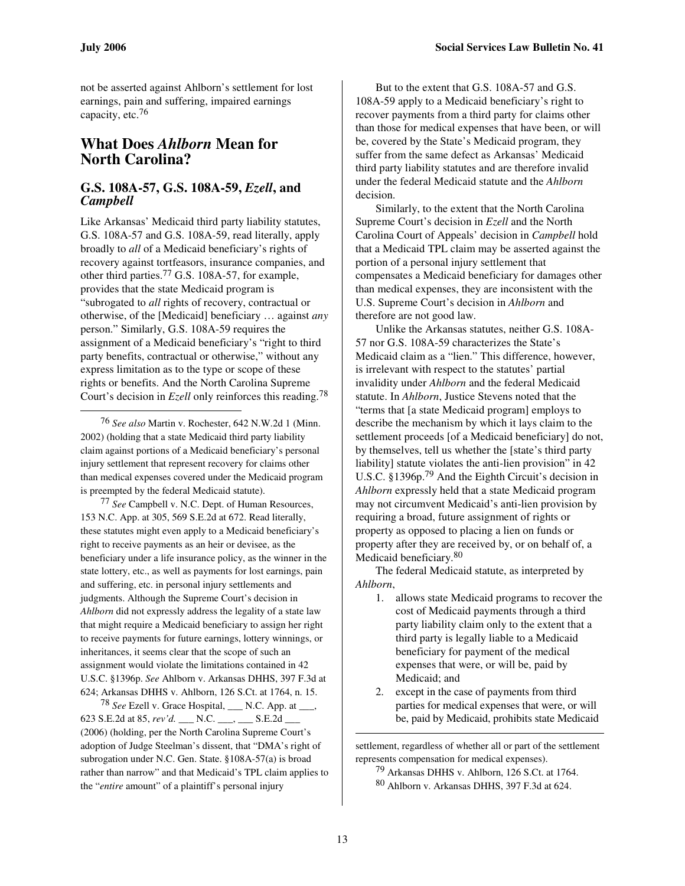not be asserted against Ahlborn's settlement for lost earnings, pain and suffering, impaired earnings capacity, etc.[76]

## What Does *Ahlborn* Mean for North Carolina?

### G.S. 108A-57, G.S. 108A-59, *Ezell*, and *Campbell*

Like Arkansas' Medicaid third party liability statutes, G.S. 108A-57 and G.S. 108A-59, read literally, apply broadly to *all* of a Medicaid beneficiary's rights of recovery against tortfeasors, insurance companies, and other third parties.[77] G.S. 108A-57, for example, provides that the state Medicaid program is "subrogated to *all* rights of recovery, contractual or otherwise, of the [Medicaid] beneficiary … against *any* person." Similarly, G.S. 108A-59 requires the assignment of a Medicaid beneficiary's "right to third party benefits, contractual or otherwise," without any express limitation as to the type or scope of these rights or benefits. And the North Carolina Supreme Court's decision in *Ezell* only reinforces this reading.[78]

But to the extent that G.S. 108A-57 and G.S. 108A-59 apply to a Medicaid beneficiary's right to recover payments from a third party for claims other than those for medical expenses that have been, or will be, covered by the State's Medicaid program, they suffer from the same defect as Arkansas' Medicaid third party liability statutes and are therefore invalid under the federal Medicaid statute and the *Ahlborn* decision.

Similarly, to the extent that the North Carolina Supreme Court's decision in *Ezell* and the North Carolina Court of Appeals' decision in *Campbell* hold that a Medicaid TPL claim may be asserted against the portion of a personal injury settlement that compensates a Medicaid beneficiary for damages other than medical expenses, they are inconsistent with the U.S. Supreme Court's decision in *Ahlborn* and therefore are not good law.

Unlike the Arkansas statutes, neither G.S. 108A-57 nor G.S. 108A-59 characterizes the State's Medicaid claim as a "lien." This difference, however, is irrelevant with respect to the statutes' partial invalidity under *Ahlborn* and the federal Medicaid statute. In *Ahlborn*, Justice Stevens noted that the "terms that [a state Medicaid program] employs to describe the mechanism by which it lays claim to the settlement proceeds [of a Medicaid beneficiary] do not, by themselves, tell us whether the [state's third party liability] statute violates the anti-lien provision" in 42 U.S.C. §1396p.[79] And the Eighth Circuit's decision in *Ahlborn* expressly held that a state Medicaid program may not circumvent Medicaid's anti-lien provision by requiring a broad, future assignment of rights or property as opposed to placing a lien on funds or property after they are received by, or on behalf of, a Medicaid beneficiary.[80]

The federal Medicaid statute, as interpreted by *Ahlborn*,

1. allows state Medicaid programs to recover the cost of Medicaid payments through a third party liability claim only to the extent that a third party is legally liable to a Medicaid beneficiary for payment of the medical expenses that were, or will be, paid by Medicaid; and
2. except in the case of payments from third parties for medical expenses that were, or will be, paid by Medicaid, prohibits state Medicaid

---

[76] *See also* Martin v. Rochester, 642 N.W.2d 1 (Minn. 2002) (holding that a state Medicaid third party liability claim against portions of a Medicaid beneficiary's personal injury settlement that represent recovery for claims other than medical expenses covered under the Medicaid program is preempted by the federal Medicaid statute).

[77] *See* Campbell v. N.C. Dept. of Human Resources, 153 N.C. App. at 305, 569 S.E.2d at 672. Read literally, these statutes might even apply to a Medicaid beneficiary's right to receive payments as an heir or devisee, as the beneficiary under a life insurance policy, as the winner in the state lottery, etc., as well as payments for lost earnings, pain and suffering, etc. in personal injury settlements and judgments. Although the Supreme Court's decision in *Ahlborn* did not expressly address the legality of a state law that might require a Medicaid beneficiary to assign her right to receive payments for future earnings, lottery winnings, or inheritances, it seems clear that the scope of such an assignment would violate the limitations contained in 42 U.S.C. §1396p. *See* Ahlborn v. Arkansas DHHS, 397 F.3d at 624; Arkansas DHHS v. Ahlborn, 126 S.Ct. at 1764, n. 15.

[78] *See* Ezell v. Grace Hospital, ___ N.C. App. at ___, 623 S.E.2d at 85, *rev'd.* ___ N.C. ___, ___ S.E.2d ___ (2006) (holding, per the North Carolina Supreme Court's adoption of Judge Steelman's dissent, that "DMA's right of subrogation under N.C. Gen. State. §108A-57(a) is broad rather than narrow" and that Medicaid's TPL claim applies to the "*entire* amount" of a plaintiff's personal injury settlement, regardless of whether all or part of the settlement represents compensation for medical expenses).

[79] Arkansas DHHS v. Ahlborn, 126 S.Ct. at 1764.

[80] Ahlborn v. Arkansas DHHS, 397 F.3d at 624.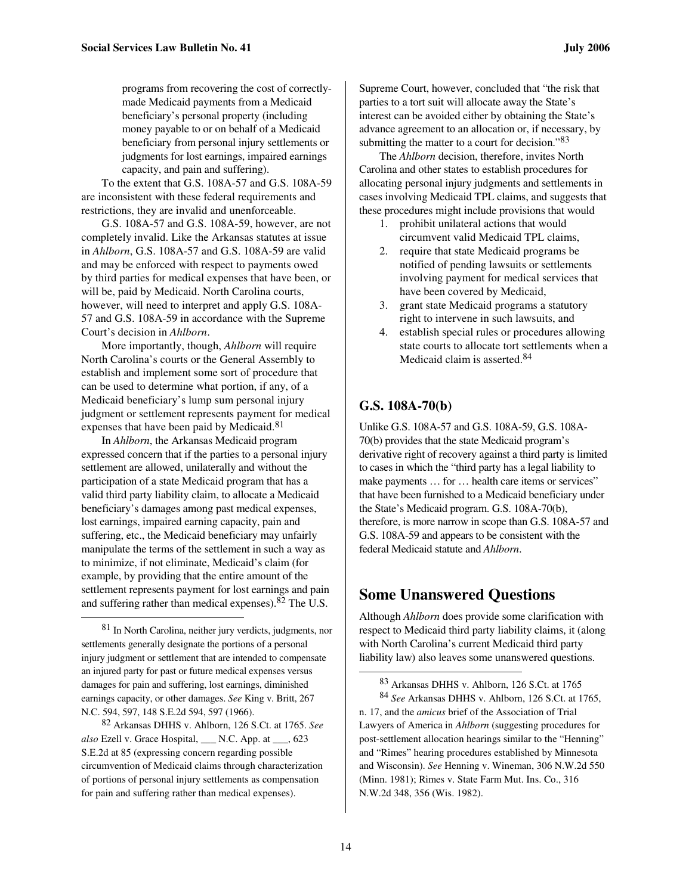programs from recovering the cost of correctly-made Medicaid payments from a Medicaid beneficiary's personal property (including money payable to or on behalf of a Medicaid beneficiary from personal injury settlements or judgments for lost earnings, impaired earnings capacity, and pain and suffering).

To the extent that G.S. 108A-57 and G.S. 108A-59 are inconsistent with these federal requirements and restrictions, they are invalid and unenforceable.

G.S. 108A-57 and G.S. 108A-59, however, are not completely invalid. Like the Arkansas statutes at issue in *Ahlborn*, G.S. 108A-57 and G.S. 108A-59 are valid and may be enforced with respect to payments owed by third parties for medical expenses that have been, or will be, paid by Medicaid. North Carolina courts, however, will need to interpret and apply G.S. 108A-57 and G.S. 108A-59 in accordance with the Supreme Court's decision in *Ahlborn*.

More importantly, though, *Ahlborn* will require North Carolina's courts or the General Assembly to establish and implement some sort of procedure that can be used to determine what portion, if any, of a Medicaid beneficiary's lump sum personal injury judgment or settlement represents payment for medical expenses that have been paid by Medicaid.[81]

In *Ahlborn*, the Arkansas Medicaid program expressed concern that if the parties to a personal injury settlement are allowed, unilaterally and without the participation of a state Medicaid program that has a valid third party liability claim, to allocate a Medicaid beneficiary's damages among past medical expenses, lost earnings, impaired earning capacity, pain and suffering, etc., the Medicaid beneficiary may unfairly manipulate the terms of the settlement in such a way as to minimize, if not eliminate, Medicaid's claim (for example, by providing that the entire amount of the settlement represents payment for lost earnings and pain and suffering rather than medical expenses).[82] The U.S. Supreme Court, however, concluded that "the risk that parties to a tort suit will allocate away the State's interest can be avoided either by obtaining the State's advance agreement to an allocation or, if necessary, by submitting the matter to a court for decision."[83]

The *Ahlborn* decision, therefore, invites North Carolina and other states to establish procedures for allocating personal injury judgments and settlements in cases involving Medicaid TPL claims, and suggests that these procedures might include provisions that would

1. prohibit unilateral actions that would circumvent valid Medicaid TPL claims,
2. require that state Medicaid programs be notified of pending lawsuits or settlements involving payment for medical services that have been covered by Medicaid,
3. grant state Medicaid programs a statutory right to intervene in such lawsuits, and
4. establish special rules or procedures allowing state courts to allocate tort settlements when a Medicaid claim is asserted.[84]

### G.S. 108A-70(b)

Unlike G.S. 108A-57 and G.S. 108A-59, G.S. 108A-70(b) provides that the state Medicaid program's derivative right of recovery against a third party is limited to cases in which the "third party has a legal liability to make payments … for … health care items or services" that have been furnished to a Medicaid beneficiary under the State's Medicaid program. G.S. 108A-70(b), therefore, is more narrow in scope than G.S. 108A-57 and G.S. 108A-59 and appears to be consistent with the federal Medicaid statute and *Ahlborn*.

## Some Unanswered Questions

Although *Ahlborn* does provide some clarification with respect to Medicaid third party liability claims, it (along with North Carolina's current Medicaid third party liability law) also leaves some unanswered questions.

---

[81] In North Carolina, neither jury verdicts, judgments, nor settlements generally designate the portions of a personal injury judgment or settlement that are intended to compensate an injured party for past or future medical expenses versus damages for pain and suffering, lost earnings, diminished earnings capacity, or other damages. *See* King v. Britt, 267 N.C. 594, 597, 148 S.E.2d 594, 597 (1966).

[82] Arkansas DHHS v. Ahlborn, 126 S.Ct. at 1765. *See also* Ezell v. Grace Hospital, ___ N.C. App. at ___, 623 S.E.2d at 85 (expressing concern regarding possible circumvention of Medicaid claims through characterization of portions of personal injury settlements as compensation for pain and suffering rather than medical expenses).

[83] Arkansas DHHS v. Ahlborn, 126 S.Ct. at 1765

[84] *See* Arkansas DHHS v. Ahlborn, 126 S.Ct. at 1765, n. 17, and the *amicus* brief of the Association of Trial Lawyers of America in *Ahlborn* (suggesting procedures for post-settlement allocation hearings similar to the "Henning" and "Rimes" hearing procedures established by Minnesota and Wisconsin). *See* Henning v. Wineman, 306 N.W.2d 550 (Minn. 1981); Rimes v. State Farm Mut. Ins. Co., 316 N.W.2d 348, 356 (Wis. 1982).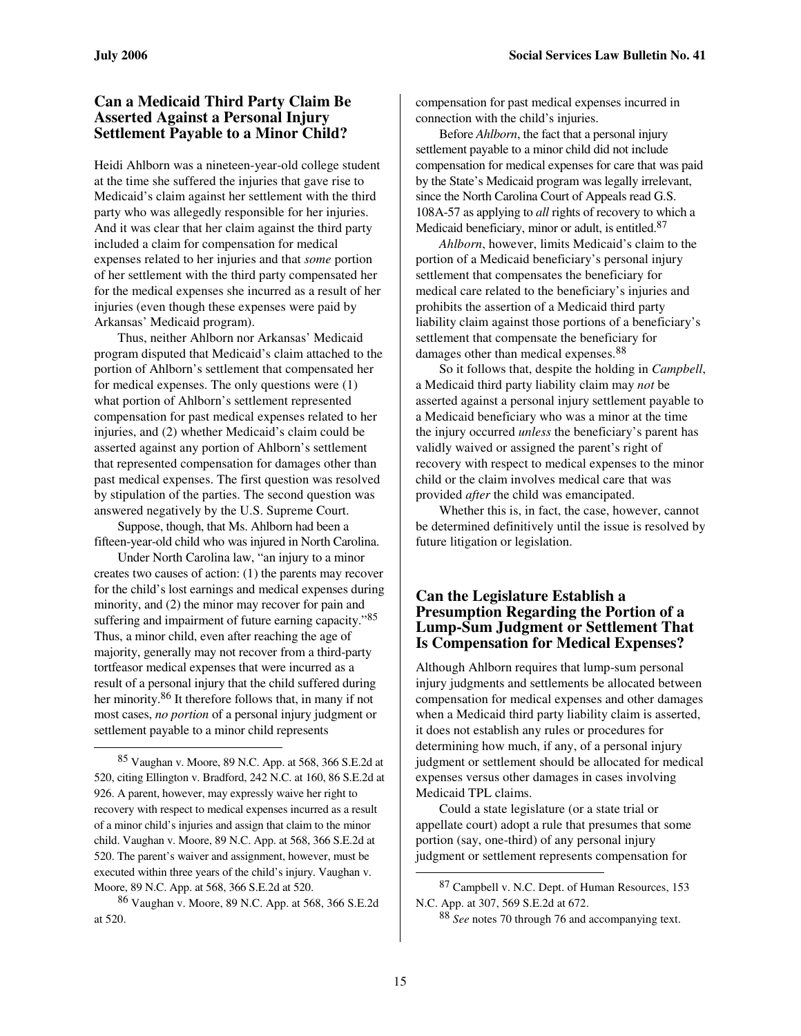## Can a Medicaid Third Party Claim Be Asserted Against a Personal Injury Settlement Payable to a Minor Child?

Heidi Ahlborn was a nineteen-year-old college student at the time she suffered the injuries that gave rise to Medicaid's claim against her settlement with the third party who was allegedly responsible for her injuries. And it was clear that her claim against the third party included a claim for compensation for medical expenses related to her injuries and that *some* portion of her settlement with the third party compensated her for the medical expenses she incurred as a result of her injuries (even though these expenses were paid by Arkansas' Medicaid program).

Thus, neither Ahlborn nor Arkansas' Medicaid program disputed that Medicaid's claim attached to the portion of Ahlborn's settlement that compensated her for medical expenses. The only questions were (1) what portion of Ahlborn's settlement represented compensation for past medical expenses related to her injuries, and (2) whether Medicaid's claim could be asserted against any portion of Ahlborn's settlement that represented compensation for damages other than past medical expenses. The first question was resolved by stipulation of the parties. The second question was answered negatively by the U.S. Supreme Court.

Suppose, though, that Ms. Ahlborn had been a fifteen-year-old child who was injured in North Carolina.

Under North Carolina law, "an injury to a minor creates two causes of action: (1) the parents may recover for the child's lost earnings and medical expenses during minority, and (2) the minor may recover for pain and suffering and impairment of future earning capacity."[85] Thus, a minor child, even after reaching the age of majority, generally may not recover from a third-party tortfeasor medical expenses that were incurred as a result of a personal injury that the child suffered during her minority.[86] It therefore follows that, in many if not most cases, *no portion* of a personal injury judgment or settlement payable to a minor child represents compensation for past medical expenses incurred in connection with the child's injuries.

Before *Ahlborn*, the fact that a personal injury settlement payable to a minor child did not include compensation for medical expenses for care that was paid by the State's Medicaid program was legally irrelevant, since the North Carolina Court of Appeals read G.S. 108A-57 as applying to *all* rights of recovery to which a Medicaid beneficiary, minor or adult, is entitled.[87]

*Ahlborn*, however, limits Medicaid's claim to the portion of a Medicaid beneficiary's personal injury settlement that compensates the beneficiary for medical care related to the beneficiary's injuries and prohibits the assertion of a Medicaid third party liability claim against those portions of a beneficiary's settlement that compensate the beneficiary for damages other than medical expenses.[88]

So it follows that, despite the holding in *Campbell*, a Medicaid third party liability claim may *not* be asserted against a personal injury settlement payable to a Medicaid beneficiary who was a minor at the time the injury occurred *unless* the beneficiary's parent has validly waived or assigned the parent's right of recovery with respect to medical expenses to the minor child or the claim involves medical care that was provided *after* the child was emancipated.

Whether this is, in fact, the case, however, cannot be determined definitively until the issue is resolved by future litigation or legislation.

## Can the Legislature Establish a Presumption Regarding the Portion of a Lump-Sum Judgment or Settlement That Is Compensation for Medical Expenses?

Although Ahlborn requires that lump-sum personal injury judgments and settlements be allocated between compensation for medical expenses and other damages when a Medicaid third party liability claim is asserted, it does not establish any rules or procedures for determining how much, if any, of a personal injury judgment or settlement should be allocated for medical expenses versus other damages in cases involving Medicaid TPL claims.

Could a state legislature (or a state trial or appellate court) adopt a rule that presumes that some portion (say, one-third) of any personal injury judgment or settlement represents compensation for

---

[85] Vaughan v. Moore, 89 N.C. App. at 568, 366 S.E.2d at 520, citing Ellington v. Bradford, 242 N.C. at 160, 86 S.E.2d at 926. A parent, however, may expressly waive her right to recovery with respect to medical expenses incurred as a result of a minor child's injuries and assign that claim to the minor child. Vaughan v. Moore, 89 N.C. App. at 568, 366 S.E.2d at 520. The parent's waiver and assignment, however, must be executed within three years of the child's injury. Vaughan v. Moore, 89 N.C. App. at 568, 366 S.E.2d at 520.

[86] Vaughan v. Moore, 89 N.C. App. at 568, 366 S.E.2d at 520.

[87] Campbell v. N.C. Dept. of Human Resources, 153 N.C. App. at 307, 569 S.E.2d at 672.

[88] *See* notes 70 through 76 and accompanying text.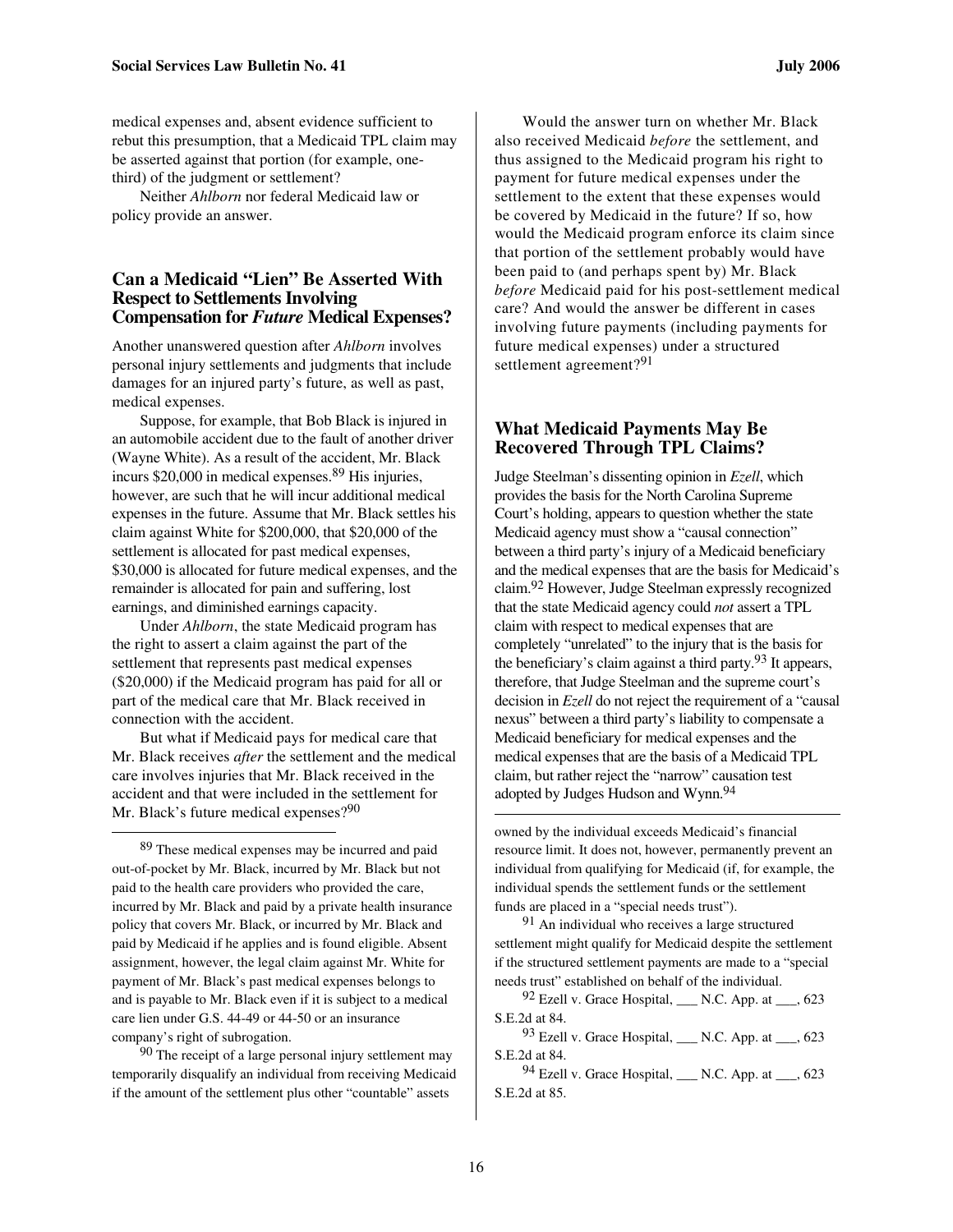medical expenses and, absent evidence sufficient to rebut this presumption, that a Medicaid TPL claim may be asserted against that portion (for example, one-third) of the judgment or settlement?

Neither *Ahlborn* nor federal Medicaid law or policy provide an answer.

### Can a Medicaid "Lien" Be Asserted With Respect to Settlements Involving Compensation for *Future* Medical Expenses?

Another unanswered question after *Ahlborn* involves personal injury settlements and judgments that include damages for an injured party's future, as well as past, medical expenses.

Suppose, for example, that Bob Black is injured in an automobile accident due to the fault of another driver (Wayne White). As a result of the accident, Mr. Black incurs $20,000 in medical expenses.[89] His injuries, however, are such that he will incur additional medical expenses in the future. Assume that Mr. Black settles his claim against White for $200,000, that $20,000 of the settlement is allocated for past medical expenses, $30,000 is allocated for future medical expenses, and the remainder is allocated for pain and suffering, lost earnings, and diminished earnings capacity.

Under *Ahlborn*, the state Medicaid program has the right to assert a claim against the part of the settlement that represents past medical expenses ($20,000) if the Medicaid program has paid for all or part of the medical care that Mr. Black received in connection with the accident.

But what if Medicaid pays for medical care that Mr. Black receives *after* the settlement and the medical care involves injuries that Mr. Black received in the accident and that were included in the settlement for Mr. Black's future medical expenses?[90]

Would the answer turn on whether Mr. Black also received Medicaid *before* the settlement, and thus assigned to the Medicaid program his right to payment for future medical expenses under the settlement to the extent that these expenses would be covered by Medicaid in the future? If so, how would the Medicaid program enforce its claim since that portion of the settlement probably would have been paid to (and perhaps spent by) Mr. Black *before* Medicaid paid for his post-settlement medical care? And would the answer be different in cases involving future payments (including payments for future medical expenses) under a structured settlement agreement?[91]

### What Medicaid Payments May Be Recovered Through TPL Claims?

Judge Steelman's dissenting opinion in *Ezell*, which provides the basis for the North Carolina Supreme Court's holding, appears to question whether the state Medicaid agency must show a "causal connection" between a third party's injury of a Medicaid beneficiary and the medical expenses that are the basis for Medicaid's claim.[92] However, Judge Steelman expressly recognized that the state Medicaid agency could *not* assert a TPL claim with respect to medical expenses that are completely "unrelated" to the injury that is the basis for the beneficiary's claim against a third party.[93] It appears, therefore, that Judge Steelman and the supreme court's decision in *Ezell* do not reject the requirement of a "causal nexus" between a third party's liability to compensate a Medicaid beneficiary for medical expenses and the medical expenses that are the basis of a Medicaid TPL claim, but rather reject the "narrow" causation test adopted by Judges Hudson and Wynn.[94]

---

[89] These medical expenses may be incurred and paid out-of-pocket by Mr. Black, incurred by Mr. Black but not paid to the health care providers who provided the care, incurred by Mr. Black and paid by a private health insurance policy that covers Mr. Black, or incurred by Mr. Black and paid by Medicaid if he applies and is found eligible. Absent assignment, however, the legal claim against Mr. White for payment of Mr. Black's past medical expenses belongs to and is payable to Mr. Black even if it is subject to a medical care lien under G.S. 44-49 or 44-50 or an insurance company's right of subrogation.

[90] The receipt of a large personal injury settlement may temporarily disqualify an individual from receiving Medicaid if the amount of the settlement plus other "countable" assets owned by the individual exceeds Medicaid's financial resource limit. It does not, however, permanently prevent an individual from qualifying for Medicaid (if, for example, the individual spends the settlement funds or the settlement funds are placed in a "special needs trust").

[91] An individual who receives a large structured settlement might qualify for Medicaid despite the settlement if the structured settlement payments are made to a "special needs trust" established on behalf of the individual.

[92] Ezell v. Grace Hospital, ___ N.C. App. at ___, 623 S.E.2d at 84.

[93] Ezell v. Grace Hospital, ___ N.C. App. at ___, 623 S.E.2d at 84.

[94] Ezell v. Grace Hospital, ___ N.C. App. at ___, 623 S.E.2d at 85.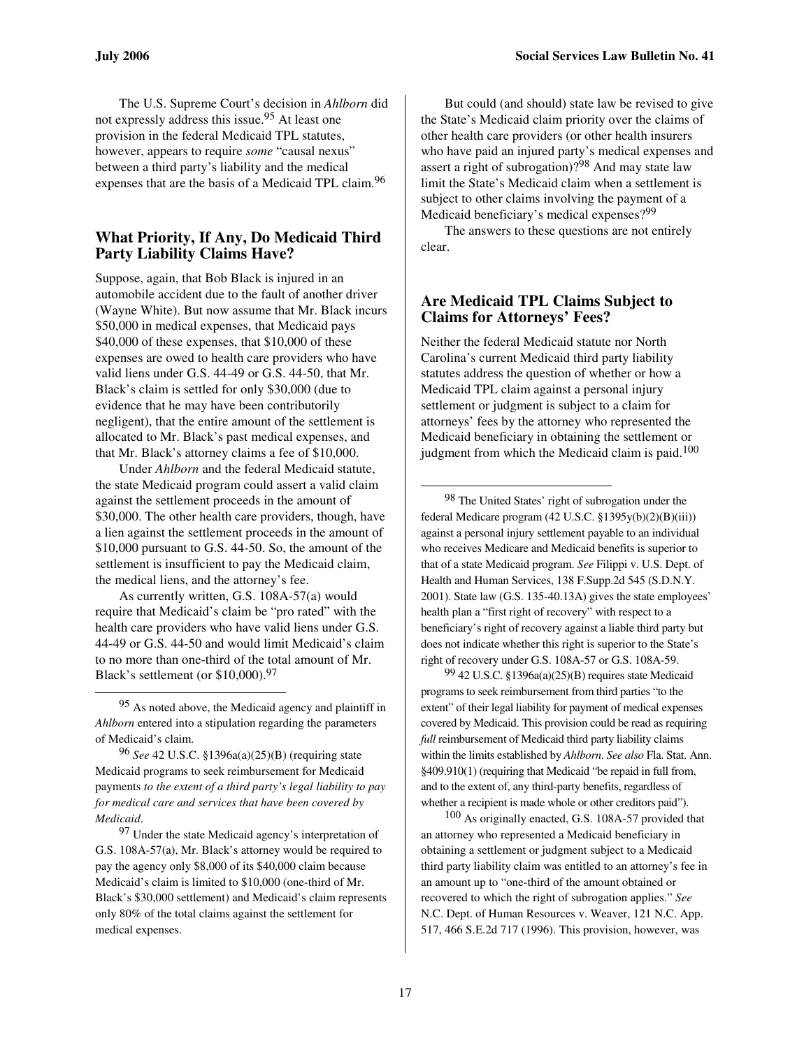The U.S. Supreme Court's decision in *Ahlborn* did not expressly address this issue.[95] At least one provision in the federal Medicaid TPL statutes, however, appears to require *some* "causal nexus" between a third party's liability and the medical expenses that are the basis of a Medicaid TPL claim.[96]

## What Priority, If Any, Do Medicaid Third Party Liability Claims Have?

Suppose, again, that Bob Black is injured in an automobile accident due to the fault of another driver (Wayne White). But now assume that Mr. Black incurs $50,000 in medical expenses, that Medicaid pays $40,000 of these expenses, that $10,000 of these expenses are owed to health care providers who have valid liens under G.S. 44-49 or G.S. 44-50, that Mr. Black's claim is settled for only $30,000 (due to evidence that he may have been contributorily negligent), that the entire amount of the settlement is allocated to Mr. Black's past medical expenses, and that Mr. Black's attorney claims a fee of $10,000.

Under *Ahlborn* and the federal Medicaid statute, the state Medicaid program could assert a valid claim against the settlement proceeds in the amount of $30,000. The other health care providers, though, have a lien against the settlement proceeds in the amount of $10,000 pursuant to G.S. 44-50. So, the amount of the settlement is insufficient to pay the Medicaid claim, the medical liens, and the attorney's fee.

As currently written, G.S. 108A-57(a) would require that Medicaid's claim be "pro rated" with the health care providers who have valid liens under G.S. 44-49 or G.S. 44-50 and would limit Medicaid's claim to no more than one-third of the total amount of Mr. Black's settlement (or $10,000).[97]

But could (and should) state law be revised to give the State's Medicaid claim priority over the claims of other health care providers (or other health insurers who have paid an injured party's medical expenses and assert a right of subrogation)?[98] And may state law limit the State's Medicaid claim when a settlement is subject to other claims involving the payment of a Medicaid beneficiary's medical expenses?[99]

The answers to these questions are not entirely clear.

## Are Medicaid TPL Claims Subject to Claims for Attorneys' Fees?

Neither the federal Medicaid statute nor North Carolina's current Medicaid third party liability statutes address the question of whether or how a Medicaid TPL claim against a personal injury settlement or judgment is subject to a claim for attorneys' fees by the attorney who represented the Medicaid beneficiary in obtaining the settlement or judgment from which the Medicaid claim is paid.[100]

---

[95] As noted above, the Medicaid agency and plaintiff in *Ahlborn* entered into a stipulation regarding the parameters of Medicaid's claim.

[96] *See* 42 U.S.C. §1396a(a)(25)(B) (requiring state Medicaid programs to seek reimbursement for Medicaid payments *to the extent of a third party's legal liability to pay for medical care and services that have been covered by Medicaid*.

[97] Under the state Medicaid agency's interpretation of G.S. 108A-57(a), Mr. Black's attorney would be required to pay the agency only $8,000 of its $40,000 claim because Medicaid's claim is limited to $10,000 (one-third of Mr. Black's $30,000 settlement) and Medicaid's claim represents only 80% of the total claims against the settlement for medical expenses.

[98] The United States' right of subrogation under the federal Medicare program (42 U.S.C. §1395y(b)(2)(B)(iii)) against a personal injury settlement payable to an individual who receives Medicare and Medicaid benefits is superior to that of a state Medicaid program. *See* Filippi v. U.S. Dept. of Health and Human Services, 138 F.Supp.2d 545 (S.D.N.Y. 2001). State law (G.S. 135-40.13A) gives the state employees' health plan a "first right of recovery" with respect to a beneficiary's right of recovery against a liable third party but does not indicate whether this right is superior to the State's right of recovery under G.S. 108A-57 or G.S. 108A-59.

[99] 42 U.S.C. §1396a(a)(25)(B) requires state Medicaid programs to seek reimbursement from third parties "to the extent" of their legal liability for payment of medical expenses covered by Medicaid. This provision could be read as requiring *full* reimbursement of Medicaid third party liability claims within the limits established by *Ahlborn*. *See also* Fla. Stat. Ann. §409.910(1) (requiring that Medicaid "be repaid in full from, and to the extent of, any third-party benefits, regardless of whether a recipient is made whole or other creditors paid").

[100] As originally enacted, G.S. 108A-57 provided that an attorney who represented a Medicaid beneficiary in obtaining a settlement or judgment subject to a Medicaid third party liability claim was entitled to an attorney's fee in an amount up to "one-third of the amount obtained or recovered to which the right of subrogation applies." *See* N.C. Dept. of Human Resources v. Weaver, 121 N.C. App. 517, 466 S.E.2d 717 (1996). This provision, however, was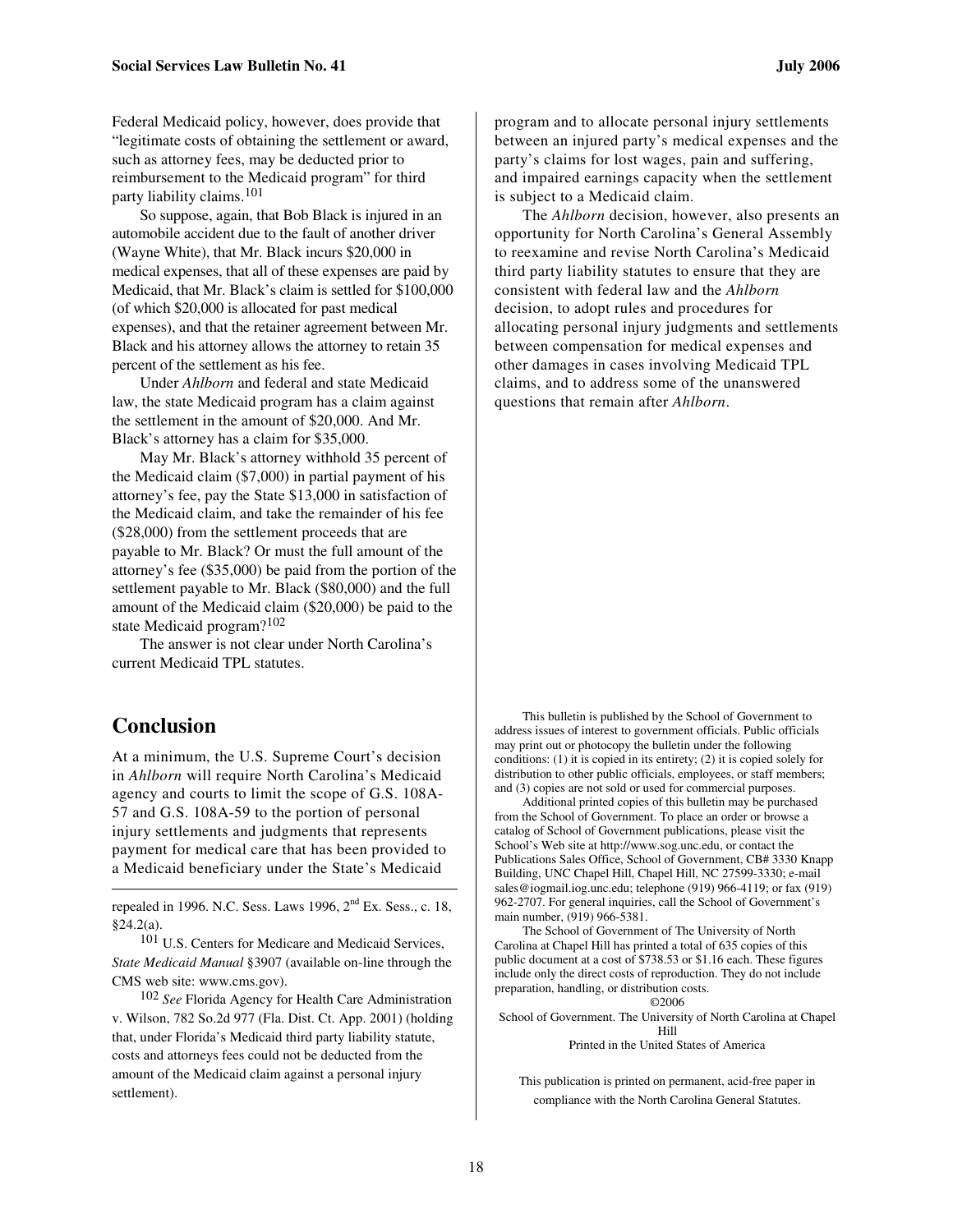Federal Medicaid policy, however, does provide that "legitimate costs of obtaining the settlement or award, such as attorney fees, may be deducted prior to reimbursement to the Medicaid program" for third party liability claims.[101]

So suppose, again, that Bob Black is injured in an automobile accident due to the fault of another driver (Wayne White), that Mr. Black incurs $20,000 in medical expenses, that all of these expenses are paid by Medicaid, that Mr. Black's claim is settled for $100,000 (of which $20,000 is allocated for past medical expenses), and that the retainer agreement between Mr. Black and his attorney allows the attorney to retain 35 percent of the settlement as his fee.

Under *Ahlborn* and federal and state Medicaid law, the state Medicaid program has a claim against the settlement in the amount of $20,000. And Mr. Black's attorney has a claim for $35,000.

May Mr. Black's attorney withhold 35 percent of the Medicaid claim ($7,000) in partial payment of his attorney's fee, pay the State $13,000 in satisfaction of the Medicaid claim, and take the remainder of his fee ($28,000) from the settlement proceeds that are payable to Mr. Black? Or must the full amount of the attorney's fee ($35,000) be paid from the portion of the settlement payable to Mr. Black ($80,000) and the full amount of the Medicaid claim ($20,000) be paid to the state Medicaid program?[102]

The answer is not clear under North Carolina's current Medicaid TPL statutes.

## Conclusion

At a minimum, the U.S. Supreme Court's decision in *Ahlborn* will require North Carolina's Medicaid agency and courts to limit the scope of G.S. 108A-57 and G.S. 108A-59 to the portion of personal injury settlements and judgments that represents payment for medical care that has been provided to a Medicaid beneficiary under the State's Medicaid program and to allocate personal injury settlements between an injured party's medical expenses and the party's claims for lost wages, pain and suffering, and impaired earnings capacity when the settlement is subject to a Medicaid claim.

The *Ahlborn* decision, however, also presents an opportunity for North Carolina's General Assembly to reexamine and revise North Carolina's Medicaid third party liability statutes to ensure that they are consistent with federal law and the *Ahlborn* decision, to adopt rules and procedures for allocating personal injury judgments and settlements between compensation for medical expenses and other damages in cases involving Medicaid TPL claims, and to address some of the unanswered questions that remain after *Ahlborn*.

---

repealed in 1996. N.C. Sess. Laws 1996, 2nd Ex. Sess., c. 18, §24.2(a).

[101] U.S. Centers for Medicare and Medicaid Services, *State Medicaid Manual* §3907 (available on-line through the CMS web site: www.cms.gov).

[102] *See* Florida Agency for Health Care Administration v. Wilson, 782 So.2d 977 (Fla. Dist. Ct. App. 2001) (holding that, under Florida's Medicaid third party liability statute, costs and attorneys fees could not be deducted from the amount of the Medicaid claim against a personal injury settlement).

---

This bulletin is published by the School of Government to address issues of interest to government officials. Public officials may print out or photocopy the bulletin under the following conditions: (1) it is copied in its entirety; (2) it is copied solely for distribution to other public officials, employees, or staff members; and (3) copies are not sold or used for commercial purposes.

Additional printed copies of this bulletin may be purchased from the School of Government. To place an order or browse a catalog of School of Government publications, please visit the School's Web site at http://www.sog.unc.edu, or contact the Publications Sales Office, School of Government, CB# 3330 Knapp Building, UNC Chapel Hill, Chapel Hill, NC 27599-3330; e-mail sales@iogmail.iog.unc.edu; telephone (919) 966-4119; or fax (919) 962-2707. For general inquiries, call the School of Government's main number, (919) 966-5381.

The School of Government of The University of North Carolina at Chapel Hill has printed a total of 635 copies of this public document at a cost of $738.53 or $1.16 each. These figures include only the direct costs of reproduction. They do not include preparation, handling, or distribution costs.

©2006
School of Government. The University of North Carolina at Chapel Hill
Printed in the United States of America

This publication is printed on permanent, acid-free paper in compliance with the North Carolina General Statutes.